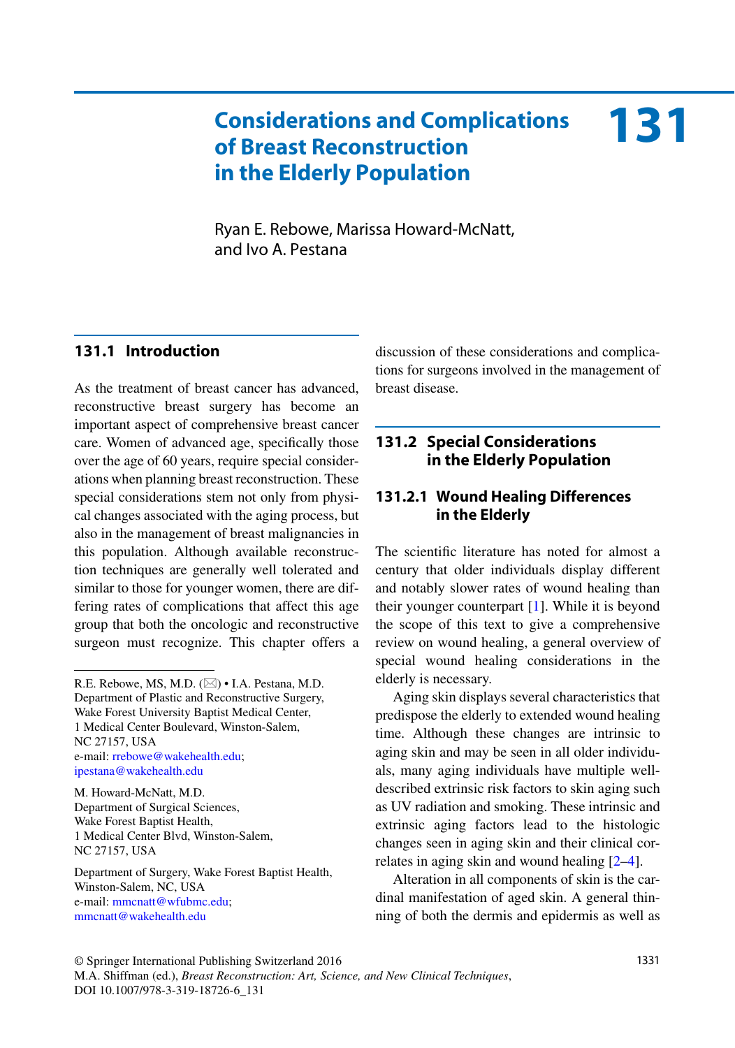# 131 Considerations and Complications of Breast Reconstruction in the Elderly Population

Ryan E. Rebowe, Marissa Howard-McNatt, and Ivo A. Pestana

## 131.1 Introduction

As the treatment of breast cancer has advanced, reconstructive breast surgery has become an important aspect of comprehensive breast cancer care. Women of advanced age, specifically those over the age of 60 years, require special considerations when planning breast reconstruction. These special considerations stem not only from physical changes associated with the aging process, but also in the management of breast malignancies in this population. Although available reconstruction techniques are generally well tolerated and similar to those for younger women, there are differing rates of complications that affect this age group that both the oncologic and reconstructive surgeon must recognize. This chapter offers a discussion of these considerations and complications for surgeons involved in the management of breast disease.

R.E. Rebowe, MS, M.D. (✉) • I.A. Pestana, M.D.
Department of Plastic and Reconstructive Surgery, Wake Forest University Baptist Medical Center, 1 Medical Center Boulevard, Winston-Salem, NC 27157, USA
e-mail: rrebowe@wakehealth.edu; ipestana@wakehealth.edu

M. Howard-McNatt, M.D.
Department of Surgical Sciences, Wake Forest Baptist Health, 1 Medical Center Blvd, Winston-Salem, NC 27157, USA

Department of Surgery, Wake Forest Baptist Health, Winston-Salem, NC, USA
e-mail: mmcnatt@wfubmc.edu; mmcnatt@wakehealth.edu

## 131.2 Special Considerations in the Elderly Population

### 131.2.1 Wound Healing Differences in the Elderly

The scientific literature has noted for almost a century that older individuals display different and notably slower rates of wound healing than their younger counterpart [1]. While it is beyond the scope of this text to give a comprehensive review on wound healing, a general overview of special wound healing considerations in the elderly is necessary.

Aging skin displays several characteristics that predispose the elderly to extended wound healing time. Although these changes are intrinsic to aging skin and may be seen in all older individuals, many aging individuals have multiple well-described extrinsic risk factors to skin aging such as UV radiation and smoking. These intrinsic and extrinsic aging factors lead to the histologic changes seen in aging skin and their clinical correlates in aging skin and wound healing [2–4].

Alteration in all components of skin is the cardinal manifestation of aged skin. A general thinning of both the dermis and epidermis as well as

© Springer International Publishing Switzerland 2016
M.A. Shiffman (ed.), *Breast Reconstruction: Art, Science, and New Clinical Techniques*, DOI 10.1007/978-3-319-18726-6_131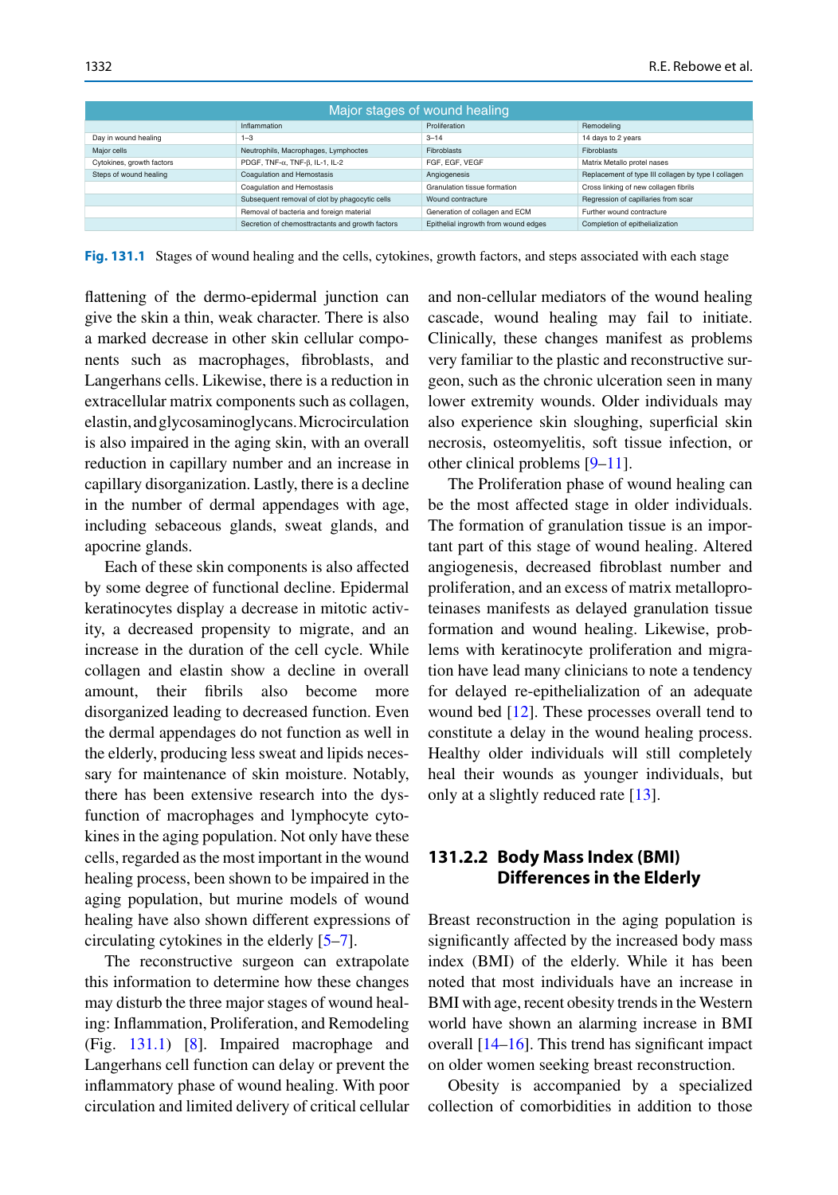| Major stages of wound healing | | | |
|---|---|---|---|
| | Inflammation | Proliferation | Remodeling |
| Day in wound healing | 1–3 | 3–14 | 14 days to 2 years |
| Major cells | Neutrophils, Macrophages, Lymphoctes | Fibroblasts | Fibroblasts |
| Cytokines, growth factors | PDGF, TNF-α, TNF-β, IL-1, IL-2 | FGF, EGF, VEGF | Matrix Metallo protel nases |
| Steps of wound healing | Coagulation and Hemostasis | Angiogenesis | Replacement of type III collagen by type I collagen |
| | Coagulation and Hemostasis | Granulation tissue formation | Cross linking of new collagen fibrils |
| | Subsequent removal of clot by phagocytic cells | Wound contracture | Regression of capillaries from scar |
| | Removal of bacteria and foreign material | Generation of collagen and ECM | Further wound contracture |
| | Secretion of chemosttractants and growth factors | Epithelial ingrowth from wound edges | Completion of epithelialization |

**Fig. 131.1** Stages of wound healing and the cells, cytokines, growth factors, and steps associated with each stage

flattening of the dermo-epidermal junction can give the skin a thin, weak character. There is also a marked decrease in other skin cellular components such as macrophages, fibroblasts, and Langerhans cells. Likewise, there is a reduction in extracellular matrix components such as collagen, elastin, and glycosaminoglycans. Microcirculation is also impaired in the aging skin, with an overall reduction in capillary number and an increase in capillary disorganization. Lastly, there is a decline in the number of dermal appendages with age, including sebaceous glands, sweat glands, and apocrine glands.

Each of these skin components is also affected by some degree of functional decline. Epidermal keratinocytes display a decrease in mitotic activity, a decreased propensity to migrate, and an increase in the duration of the cell cycle. While collagen and elastin show a decline in overall amount, their fibrils also become more disorganized leading to decreased function. Even the dermal appendages do not function as well in the elderly, producing less sweat and lipids necessary for maintenance of skin moisture. Notably, there has been extensive research into the dysfunction of macrophages and lymphocyte cytokines in the aging population. Not only have these cells, regarded as the most important in the wound healing process, been shown to be impaired in the aging population, but murine models of wound healing have also shown different expressions of circulating cytokines in the elderly [5–7].

The reconstructive surgeon can extrapolate this information to determine how these changes may disturb the three major stages of wound healing: Inflammation, Proliferation, and Remodeling (Fig. 131.1) [8]. Impaired macrophage and Langerhans cell function can delay or prevent the inflammatory phase of wound healing. With poor circulation and limited delivery of critical cellular and non-cellular mediators of the wound healing cascade, wound healing may fail to initiate. Clinically, these changes manifest as problems very familiar to the plastic and reconstructive surgeon, such as the chronic ulceration seen in many lower extremity wounds. Older individuals may also experience skin sloughing, superficial skin necrosis, osteomyelitis, soft tissue infection, or other clinical problems [9–11].

The Proliferation phase of wound healing can be the most affected stage in older individuals. The formation of granulation tissue is an important part of this stage of wound healing. Altered angiogenesis, decreased fibroblast number and proliferation, and an excess of matrix metalloproteinases manifests as delayed granulation tissue formation and wound healing. Likewise, problems with keratinocyte proliferation and migration have lead many clinicians to note a tendency for delayed re-epithelialization of an adequate wound bed [12]. These processes overall tend to constitute a delay in the wound healing process. Healthy older individuals will still completely heal their wounds as younger individuals, but only at a slightly reduced rate [13].

### 131.2.2 Body Mass Index (BMI) Differences in the Elderly

Breast reconstruction in the aging population is significantly affected by the increased body mass index (BMI) of the elderly. While it has been noted that most individuals have an increase in BMI with age, recent obesity trends in the Western world have shown an alarming increase in BMI overall [14–16]. This trend has significant impact on older women seeking breast reconstruction.

Obesity is accompanied by a specialized collection of comorbidities in addition to those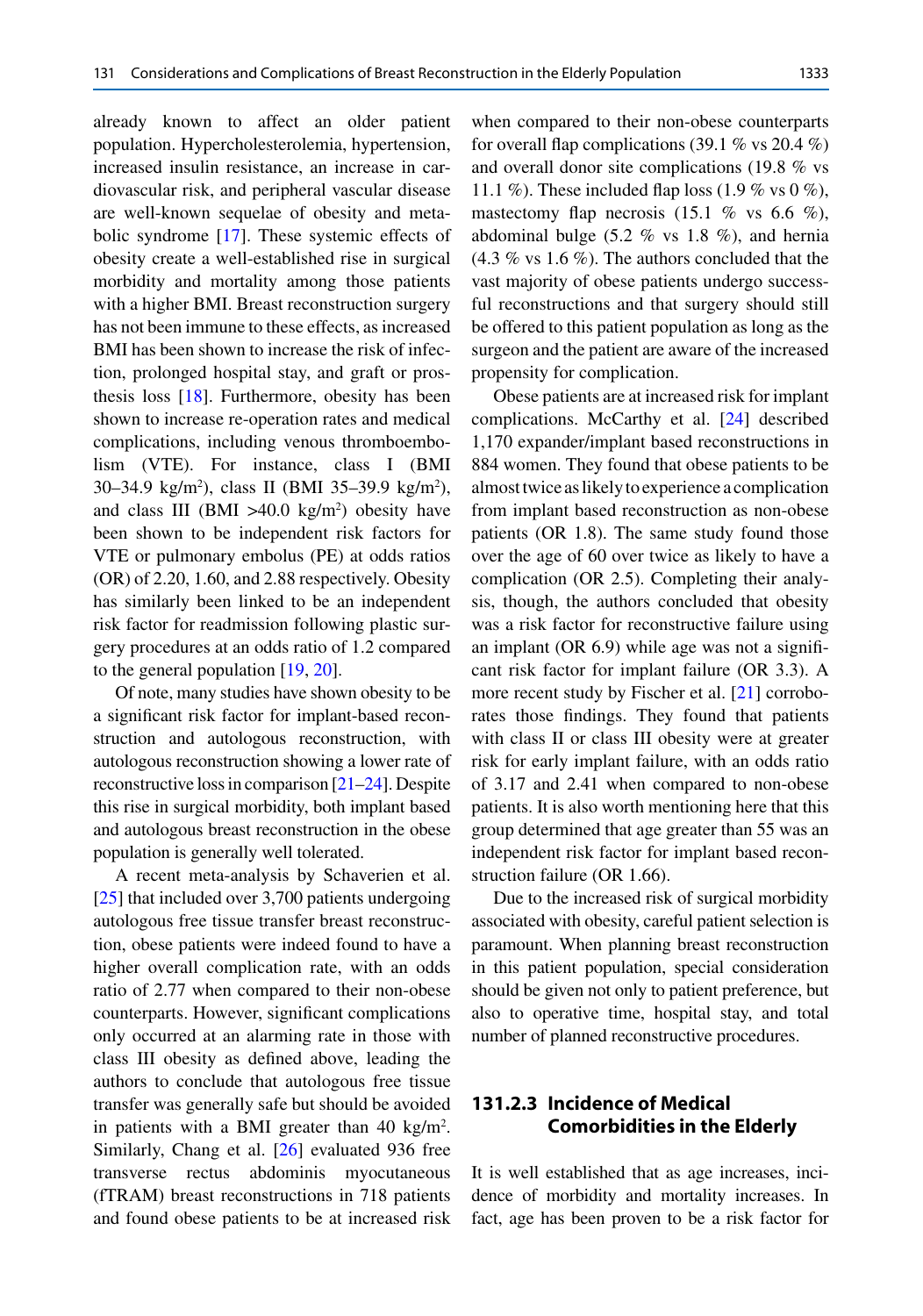already known to affect an older patient population. Hypercholesterolemia, hypertension, increased insulin resistance, an increase in cardiovascular risk, and peripheral vascular disease are well-known sequelae of obesity and metabolic syndrome [17]. These systemic effects of obesity create a well-established rise in surgical morbidity and mortality among those patients with a higher BMI. Breast reconstruction surgery has not been immune to these effects, as increased BMI has been shown to increase the risk of infection, prolonged hospital stay, and graft or prosthesis loss [18]. Furthermore, obesity has been shown to increase re-operation rates and medical complications, including venous thromboembolism (VTE). For instance, class I (BMI 30–34.9 kg/m$^2$), class II (BMI 35–39.9 kg/m$^2$), and class III (BMI >40.0 kg/m$^2$) obesity have been shown to be independent risk factors for VTE or pulmonary embolus (PE) at odds ratios (OR) of 2.20, 1.60, and 2.88 respectively. Obesity has similarly been linked to be an independent risk factor for readmission following plastic surgery procedures at an odds ratio of 1.2 compared to the general population [19, 20].

Of note, many studies have shown obesity to be a significant risk factor for implant-based reconstruction and autologous reconstruction, with autologous reconstruction showing a lower rate of reconstructive loss in comparison [21–24]. Despite this rise in surgical morbidity, both implant based and autologous breast reconstruction in the obese population is generally well tolerated.

A recent meta-analysis by Schaverien et al. [25] that included over 3,700 patients undergoing autologous free tissue transfer breast reconstruction, obese patients were indeed found to have a higher overall complication rate, with an odds ratio of 2.77 when compared to their non-obese counterparts. However, significant complications only occurred at an alarming rate in those with class III obesity as defined above, leading the authors to conclude that autologous free tissue transfer was generally safe but should be avoided in patients with a BMI greater than 40 kg/m$^2$. Similarly, Chang et al. [26] evaluated 936 free transverse rectus abdominis myocutaneous (fTRAM) breast reconstructions in 718 patients and found obese patients to be at increased risk when compared to their non-obese counterparts for overall flap complications (39.1 % vs 20.4 %) and overall donor site complications (19.8 % vs 11.1 %). These included flap loss (1.9 % vs 0 %), mastectomy flap necrosis (15.1 % vs 6.6 %), abdominal bulge (5.2 % vs 1.8 %), and hernia (4.3 % vs 1.6 %). The authors concluded that the vast majority of obese patients undergo successful reconstructions and that surgery should still be offered to this patient population as long as the surgeon and the patient are aware of the increased propensity for complication.

Obese patients are at increased risk for implant complications. McCarthy et al. [24] described 1,170 expander/implant based reconstructions in 884 women. They found that obese patients to be almost twice as likely to experience a complication from implant based reconstruction as non-obese patients (OR 1.8). The same study found those over the age of 60 over twice as likely to have a complication (OR 2.5). Completing their analysis, though, the authors concluded that obesity was a risk factor for reconstructive failure using an implant (OR 6.9) while age was not a significant risk factor for implant failure (OR 3.3). A more recent study by Fischer et al. [21] corroborates those findings. They found that patients with class II or class III obesity were at greater risk for early implant failure, with an odds ratio of 3.17 and 2.41 when compared to non-obese patients. It is also worth mentioning here that this group determined that age greater than 55 was an independent risk factor for implant based reconstruction failure (OR 1.66).

Due to the increased risk of surgical morbidity associated with obesity, careful patient selection is paramount. When planning breast reconstruction in this patient population, special consideration should be given not only to patient preference, but also to operative time, hospital stay, and total number of planned reconstructive procedures.

### 131.2.3 Incidence of Medical Comorbidities in the Elderly

It is well established that as age increases, incidence of morbidity and mortality increases. In fact, age has been proven to be a risk factor for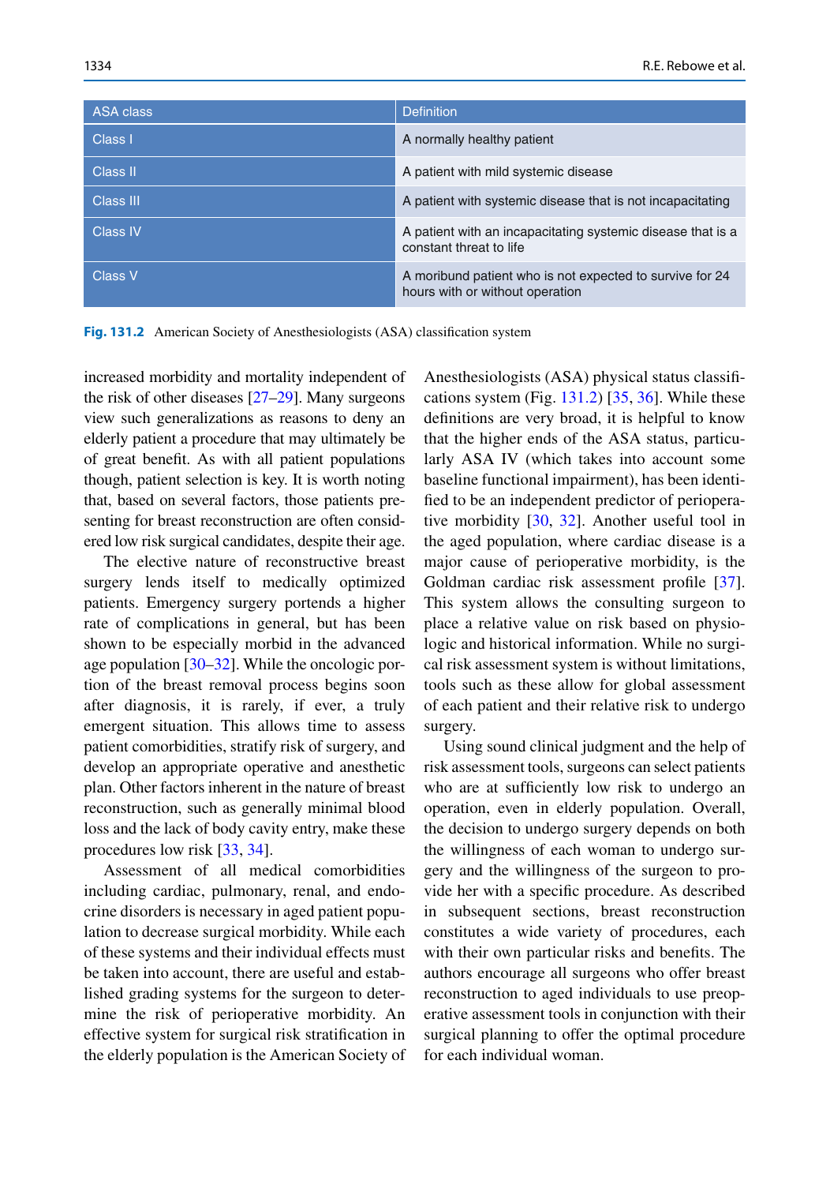| ASA class | Definition |
|---|---|
| Class I | A normally healthy patient |
| Class II | A patient with mild systemic disease |
| Class III | A patient with systemic disease that is not incapacitating |
| Class IV | A patient with an incapacitating systemic disease that is a constant threat to life |
| Class V | A moribund patient who is not expected to survive for 24 hours with or without operation |

**Fig. 131.2** American Society of Anesthesiologists (ASA) classification system

increased morbidity and mortality independent of the risk of other diseases [27–29]. Many surgeons view such generalizations as reasons to deny an elderly patient a procedure that may ultimately be of great benefit. As with all patient populations though, patient selection is key. It is worth noting that, based on several factors, those patients presenting for breast reconstruction are often considered low risk surgical candidates, despite their age.

The elective nature of reconstructive breast surgery lends itself to medically optimized patients. Emergency surgery portends a higher rate of complications in general, but has been shown to be especially morbid in the advanced age population [30–32]. While the oncologic portion of the breast removal process begins soon after diagnosis, it is rarely, if ever, a truly emergent situation. This allows time to assess patient comorbidities, stratify risk of surgery, and develop an appropriate operative and anesthetic plan. Other factors inherent in the nature of breast reconstruction, such as generally minimal blood loss and the lack of body cavity entry, make these procedures low risk [33, 34].

Assessment of all medical comorbidities including cardiac, pulmonary, renal, and endocrine disorders is necessary in aged patient population to decrease surgical morbidity. While each of these systems and their individual effects must be taken into account, there are useful and established grading systems for the surgeon to determine the risk of perioperative morbidity. An effective system for surgical risk stratification in the elderly population is the American Society of Anesthesiologists (ASA) physical status classifications system (Fig. 131.2) [35, 36]. While these definitions are very broad, it is helpful to know that the higher ends of the ASA status, particularly ASA IV (which takes into account some baseline functional impairment), has been identified to be an independent predictor of perioperative morbidity [30, 32]. Another useful tool in the aged population, where cardiac disease is a major cause of perioperative morbidity, is the Goldman cardiac risk assessment profile [37]. This system allows the consulting surgeon to place a relative value on risk based on physiologic and historical information. While no surgical risk assessment system is without limitations, tools such as these allow for global assessment of each patient and their relative risk to undergo surgery.

Using sound clinical judgment and the help of risk assessment tools, surgeons can select patients who are at sufficiently low risk to undergo an operation, even in elderly population. Overall, the decision to undergo surgery depends on both the willingness of each woman to undergo surgery and the willingness of the surgeon to provide her with a specific procedure. As described in subsequent sections, breast reconstruction constitutes a wide variety of procedures, each with their own particular risks and benefits. The authors encourage all surgeons who offer breast reconstruction to aged individuals to use preoperative assessment tools in conjunction with their surgical planning to offer the optimal procedure for each individual woman.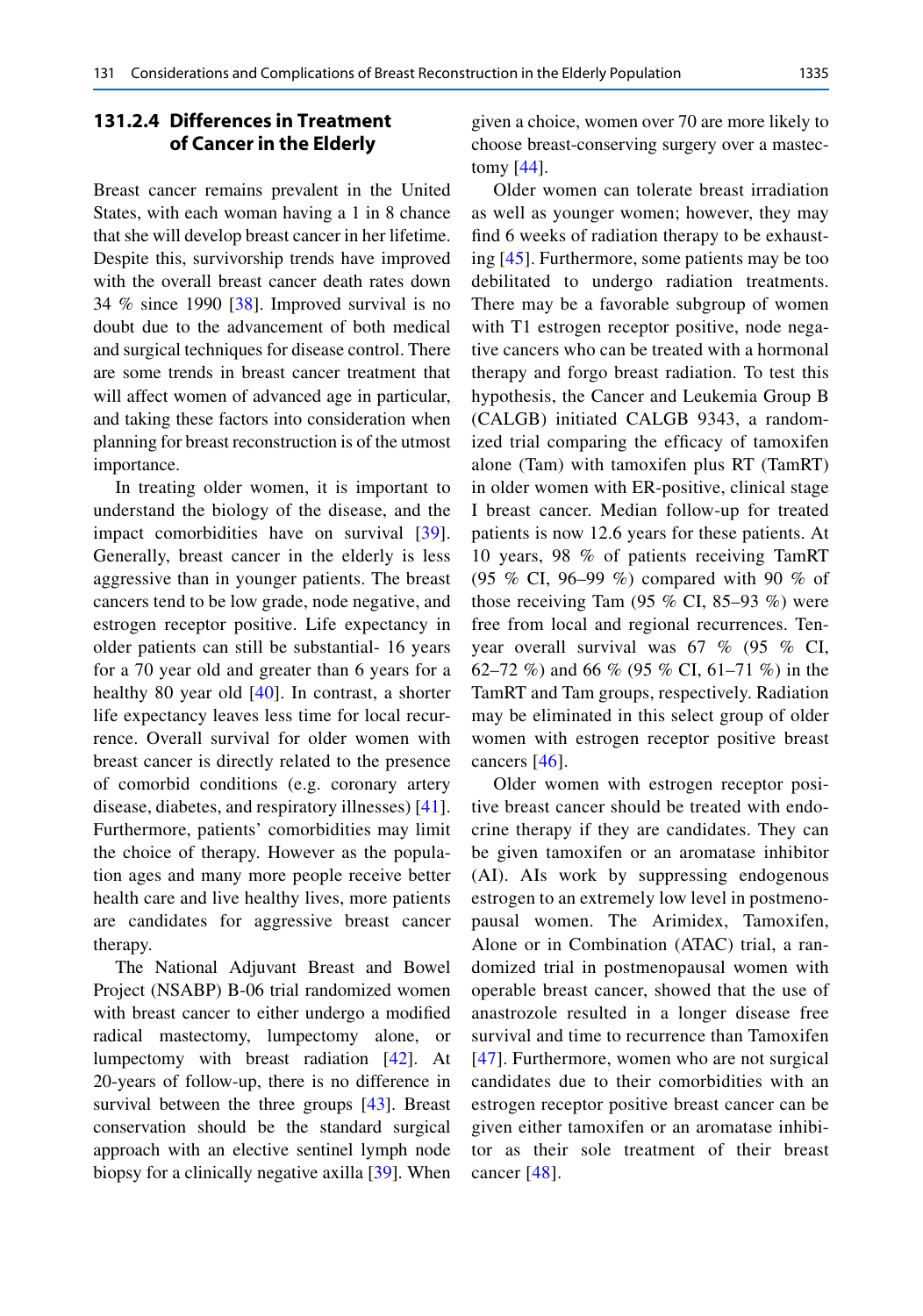### 131.2.4 Differences in Treatment of Cancer in the Elderly

Breast cancer remains prevalent in the United States, with each woman having a 1 in 8 chance that she will develop breast cancer in her lifetime. Despite this, survivorship trends have improved with the overall breast cancer death rates down 34 % since 1990 [38]. Improved survival is no doubt due to the advancement of both medical and surgical techniques for disease control. There are some trends in breast cancer treatment that will affect women of advanced age in particular, and taking these factors into consideration when planning for breast reconstruction is of the utmost importance.

In treating older women, it is important to understand the biology of the disease, and the impact comorbidities have on survival [39]. Generally, breast cancer in the elderly is less aggressive than in younger patients. The breast cancers tend to be low grade, node negative, and estrogen receptor positive. Life expectancy in older patients can still be substantial- 16 years for a 70 year old and greater than 6 years for a healthy 80 year old [40]. In contrast, a shorter life expectancy leaves less time for local recurrence. Overall survival for older women with breast cancer is directly related to the presence of comorbid conditions (e.g. coronary artery disease, diabetes, and respiratory illnesses) [41]. Furthermore, patients' comorbidities may limit the choice of therapy. However as the population ages and many more people receive better health care and live healthy lives, more patients are candidates for aggressive breast cancer therapy.

The National Adjuvant Breast and Bowel Project (NSABP) B-06 trial randomized women with breast cancer to either undergo a modified radical mastectomy, lumpectomy alone, or lumpectomy with breast radiation [42]. At 20-years of follow-up, there is no difference in survival between the three groups [43]. Breast conservation should be the standard surgical approach with an elective sentinel lymph node biopsy for a clinically negative axilla [39]. When given a choice, women over 70 are more likely to choose breast-conserving surgery over a mastectomy [44].

Older women can tolerate breast irradiation as well as younger women; however, they may find 6 weeks of radiation therapy to be exhausting [45]. Furthermore, some patients may be too debilitated to undergo radiation treatments. There may be a favorable subgroup of women with T1 estrogen receptor positive, node negative cancers who can be treated with a hormonal therapy and forgo breast radiation. To test this hypothesis, the Cancer and Leukemia Group B (CALGB) initiated CALGB 9343, a randomized trial comparing the efficacy of tamoxifen alone (Tam) with tamoxifen plus RT (TamRT) in older women with ER-positive, clinical stage I breast cancer. Median follow-up for treated patients is now 12.6 years for these patients. At 10 years, 98 % of patients receiving TamRT (95 % CI, 96–99 %) compared with 90 % of those receiving Tam (95 % CI, 85–93 %) were free from local and regional recurrences. Ten-year overall survival was 67 % (95 % CI, 62–72 %) and 66 % (95 % CI, 61–71 %) in the TamRT and Tam groups, respectively. Radiation may be eliminated in this select group of older women with estrogen receptor positive breast cancers [46].

Older women with estrogen receptor positive breast cancer should be treated with endocrine therapy if they are candidates. They can be given tamoxifen or an aromatase inhibitor (AI). AIs work by suppressing endogenous estrogen to an extremely low level in postmenopausal women. The Arimidex, Tamoxifen, Alone or in Combination (ATAC) trial, a randomized trial in postmenopausal women with operable breast cancer, showed that the use of anastrozole resulted in a longer disease free survival and time to recurrence than Tamoxifen [47]. Furthermore, women who are not surgical candidates due to their comorbidities with an estrogen receptor positive breast cancer can be given either tamoxifen or an aromatase inhibitor as their sole treatment of their breast cancer [48].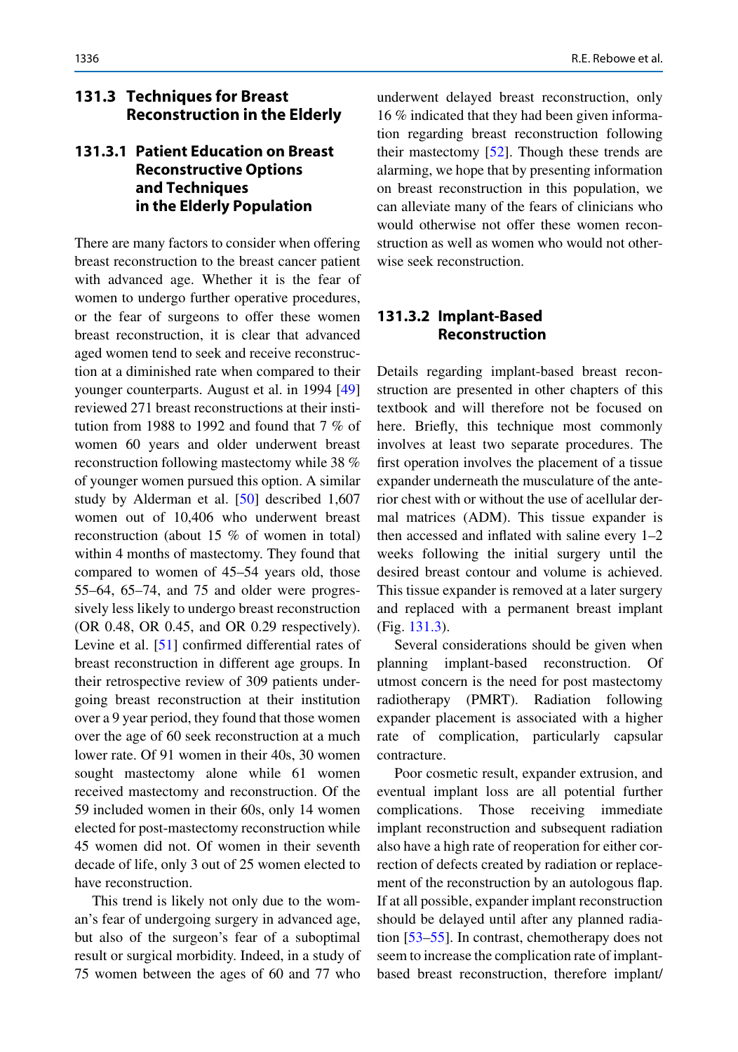## 131.3 Techniques for Breast Reconstruction in the Elderly

### 131.3.1 Patient Education on Breast Reconstructive Options and Techniques in the Elderly Population

There are many factors to consider when offering breast reconstruction to the breast cancer patient with advanced age. Whether it is the fear of women to undergo further operative procedures, or the fear of surgeons to offer these women breast reconstruction, it is clear that advanced aged women tend to seek and receive reconstruction at a diminished rate when compared to their younger counterparts. August et al. in 1994 [49] reviewed 271 breast reconstructions at their institution from 1988 to 1992 and found that 7 % of women 60 years and older underwent breast reconstruction following mastectomy while 38 % of younger women pursued this option. A similar study by Alderman et al. [50] described 1,607 women out of 10,406 who underwent breast reconstruction (about 15 % of women in total) within 4 months of mastectomy. They found that compared to women of 45–54 years old, those 55–64, 65–74, and 75 and older were progressively less likely to undergo breast reconstruction (OR 0.48, OR 0.45, and OR 0.29 respectively). Levine et al. [51] confirmed differential rates of breast reconstruction in different age groups. In their retrospective review of 309 patients undergoing breast reconstruction at their institution over a 9 year period, they found that those women over the age of 60 seek reconstruction at a much lower rate. Of 91 women in their 40s, 30 women sought mastectomy alone while 61 women received mastectomy and reconstruction. Of the 59 included women in their 60s, only 14 women elected for post-mastectomy reconstruction while 45 women did not. Of women in their seventh decade of life, only 3 out of 25 women elected to have reconstruction.

This trend is likely not only due to the woman's fear of undergoing surgery in advanced age, but also of the surgeon's fear of a suboptimal result or surgical morbidity. Indeed, in a study of 75 women between the ages of 60 and 77 who underwent delayed breast reconstruction, only 16 % indicated that they had been given information regarding breast reconstruction following their mastectomy [52]. Though these trends are alarming, we hope that by presenting information on breast reconstruction in this population, we can alleviate many of the fears of clinicians who would otherwise not offer these women reconstruction as well as women who would not otherwise seek reconstruction.

### 131.3.2 Implant-Based Reconstruction

Details regarding implant-based breast reconstruction are presented in other chapters of this textbook and will therefore not be focused on here. Briefly, this technique most commonly involves at least two separate procedures. The first operation involves the placement of a tissue expander underneath the musculature of the anterior chest with or without the use of acellular dermal matrices (ADM). This tissue expander is then accessed and inflated with saline every 1–2 weeks following the initial surgery until the desired breast contour and volume is achieved. This tissue expander is removed at a later surgery and replaced with a permanent breast implant (Fig. 131.3).

Several considerations should be given when planning implant-based reconstruction. Of utmost concern is the need for post mastectomy radiotherapy (PMRT). Radiation following expander placement is associated with a higher rate of complication, particularly capsular contracture.

Poor cosmetic result, expander extrusion, and eventual implant loss are all potential further complications. Those receiving immediate implant reconstruction and subsequent radiation also have a high rate of reoperation for either correction of defects created by radiation or replacement of the reconstruction by an autologous flap. If at all possible, expander implant reconstruction should be delayed until after any planned radiation [53–55]. In contrast, chemotherapy does not seem to increase the complication rate of implant-based breast reconstruction, therefore implant/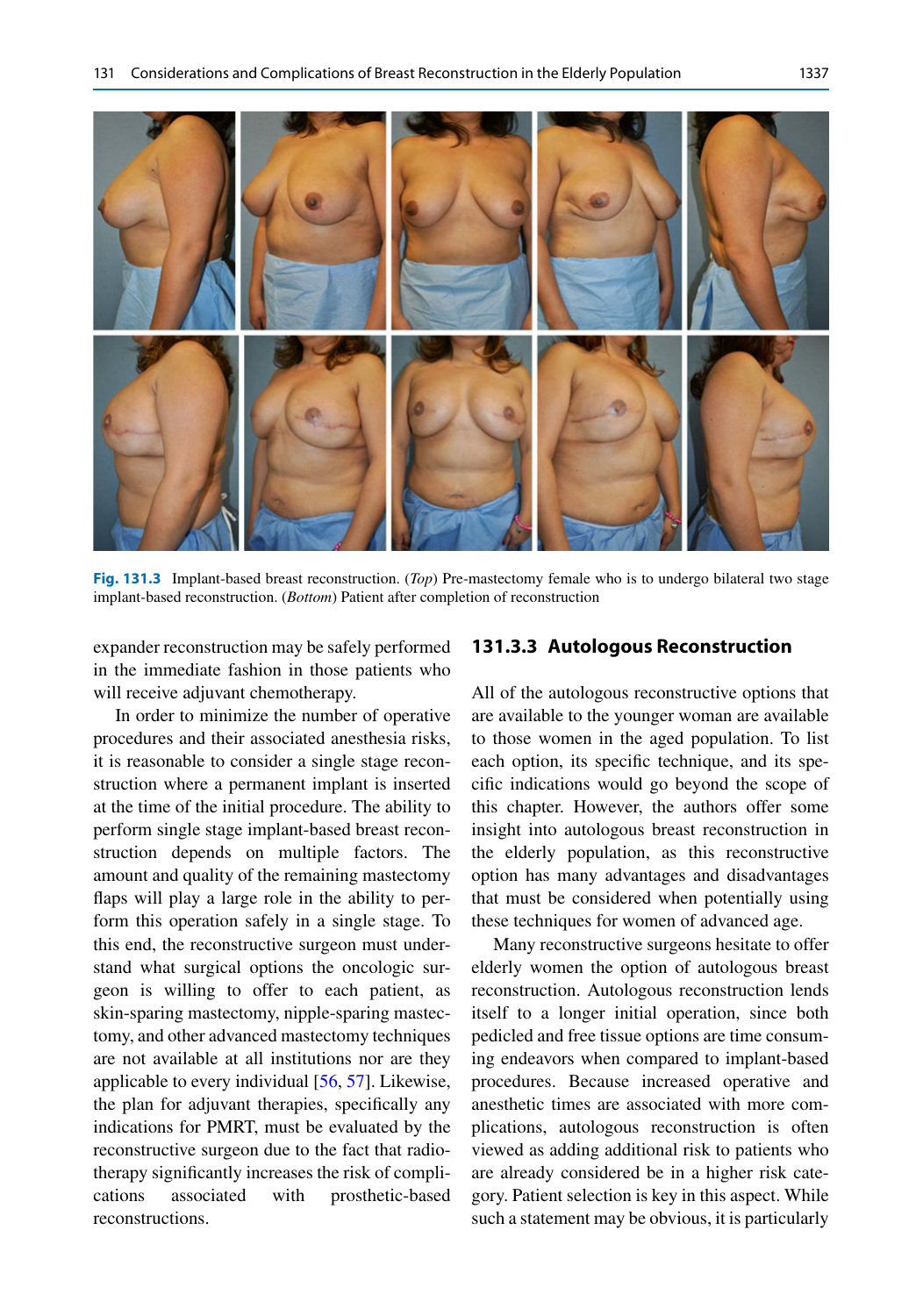**Fig. 131.3** Implant-based breast reconstruction. (*Top*) Pre-mastectomy female who is to undergo bilateral two stage implant-based reconstruction. (*Bottom*) Patient after completion of reconstruction

expander reconstruction may be safely performed in the immediate fashion in those patients who will receive adjuvant chemotherapy.

In order to minimize the number of operative procedures and their associated anesthesia risks, it is reasonable to consider a single stage reconstruction where a permanent implant is inserted at the time of the initial procedure. The ability to perform single stage implant-based breast reconstruction depends on multiple factors. The amount and quality of the remaining mastectomy flaps will play a large role in the ability to perform this operation safely in a single stage. To this end, the reconstructive surgeon must understand what surgical options the oncologic surgeon is willing to offer to each patient, as skin-sparing mastectomy, nipple-sparing mastectomy, and other advanced mastectomy techniques are not available at all institutions nor are they applicable to every individual [56, 57]. Likewise, the plan for adjuvant therapies, specifically any indications for PMRT, must be evaluated by the reconstructive surgeon due to the fact that radiotherapy significantly increases the risk of complications associated with prosthetic-based reconstructions.

### 131.3.3 Autologous Reconstruction

All of the autologous reconstructive options that are available to the younger woman are available to those women in the aged population. To list each option, its specific technique, and its specific indications would go beyond the scope of this chapter. However, the authors offer some insight into autologous breast reconstruction in the elderly population, as this reconstructive option has many advantages and disadvantages that must be considered when potentially using these techniques for women of advanced age.

Many reconstructive surgeons hesitate to offer elderly women the option of autologous breast reconstruction. Autologous reconstruction lends itself to a longer initial operation, since both pedicled and free tissue options are time consuming endeavors when compared to implant-based procedures. Because increased operative and anesthetic times are associated with more complications, autologous reconstruction is often viewed as adding additional risk to patients who are already considered be in a higher risk category. Patient selection is key in this aspect. While such a statement may be obvious, it is particularly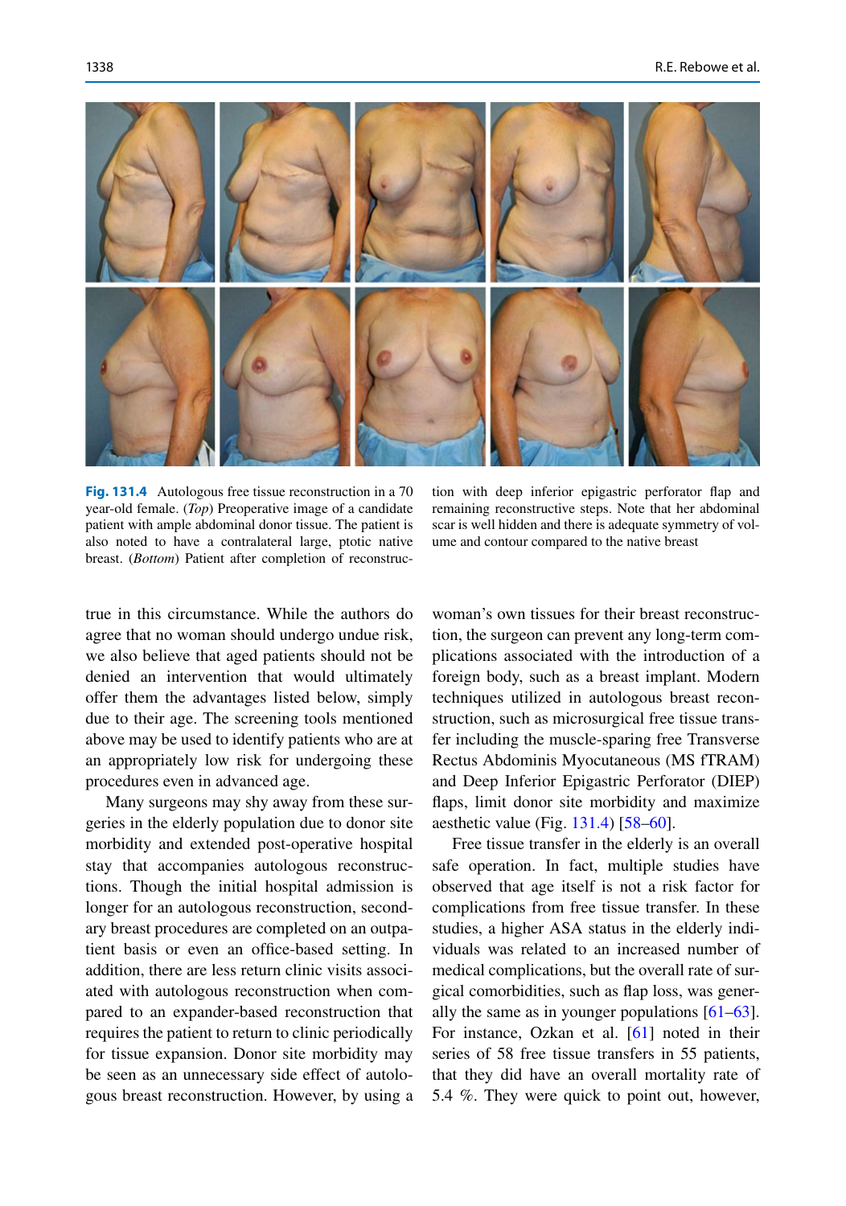**Fig. 131.4** Autologous free tissue reconstruction in a 70 year-old female. (*Top*) Preoperative image of a candidate patient with ample abdominal donor tissue. The patient is also noted to have a contralateral large, ptotic native breast. (*Bottom*) Patient after completion of reconstruction with deep inferior epigastric perforator flap and remaining reconstructive steps. Note that her abdominal scar is well hidden and there is adequate symmetry of volume and contour compared to the native breast

true in this circumstance. While the authors do agree that no woman should undergo undue risk, we also believe that aged patients should not be denied an intervention that would ultimately offer them the advantages listed below, simply due to their age. The screening tools mentioned above may be used to identify patients who are at an appropriately low risk for undergoing these procedures even in advanced age.

Many surgeons may shy away from these surgeries in the elderly population due to donor site morbidity and extended post-operative hospital stay that accompanies autologous reconstructions. Though the initial hospital admission is longer for an autologous reconstruction, secondary breast procedures are completed on an outpatient basis or even an office-based setting. In addition, there are less return clinic visits associated with autologous reconstruction when compared to an expander-based reconstruction that requires the patient to return to clinic periodically for tissue expansion. Donor site morbidity may be seen as an unnecessary side effect of autologous breast reconstruction. However, by using a woman's own tissues for their breast reconstruction, the surgeon can prevent any long-term complications associated with the introduction of a foreign body, such as a breast implant. Modern techniques utilized in autologous breast reconstruction, such as microsurgical free tissue transfer including the muscle-sparing free Transverse Rectus Abdominis Myocutaneous (MS fTRAM) and Deep Inferior Epigastric Perforator (DIEP) flaps, limit donor site morbidity and maximize aesthetic value (Fig. 131.4) [58–60].

Free tissue transfer in the elderly is an overall safe operation. In fact, multiple studies have observed that age itself is not a risk factor for complications from free tissue transfer. In these studies, a higher ASA status in the elderly individuals was related to an increased number of medical complications, but the overall rate of surgical comorbidities, such as flap loss, was generally the same as in younger populations [61–63]. For instance, Ozkan et al. [61] noted in their series of 58 free tissue transfers in 55 patients, that they did have an overall mortality rate of 5.4 %. They were quick to point out, however,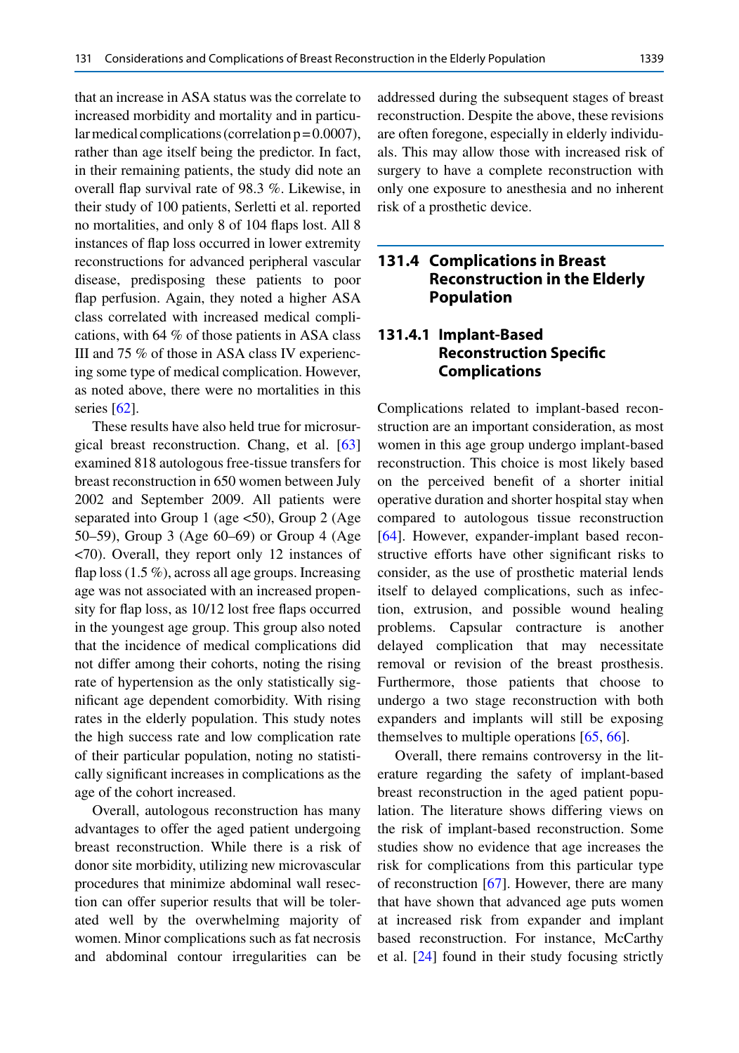that an increase in ASA status was the correlate to increased morbidity and mortality and in particular medical complications (correlation $p = 0.0007$), rather than age itself being the predictor. In fact, in their remaining patients, the study did note an overall flap survival rate of 98.3 %. Likewise, in their study of 100 patients, Serletti et al. reported no mortalities, and only 8 of 104 flaps lost. All 8 instances of flap loss occurred in lower extremity reconstructions for advanced peripheral vascular disease, predisposing these patients to poor flap perfusion. Again, they noted a higher ASA class correlated with increased medical complications, with 64 % of those patients in ASA class III and 75 % of those in ASA class IV experiencing some type of medical complication. However, as noted above, there were no mortalities in this series [62].

These results have also held true for microsurgical breast reconstruction. Chang, et al. [63] examined 818 autologous free-tissue transfers for breast reconstruction in 650 women between July 2002 and September 2009. All patients were separated into Group 1 (age <50), Group 2 (Age 50–59), Group 3 (Age 60–69) or Group 4 (Age <70). Overall, they report only 12 instances of flap loss (1.5 %), across all age groups. Increasing age was not associated with an increased propensity for flap loss, as 10/12 lost free flaps occurred in the youngest age group. This group also noted that the incidence of medical complications did not differ among their cohorts, noting the rising rate of hypertension as the only statistically significant age dependent comorbidity. With rising rates in the elderly population. This study notes the high success rate and low complication rate of their particular population, noting no statistically significant increases in complications as the age of the cohort increased.

Overall, autologous reconstruction has many advantages to offer the aged patient undergoing breast reconstruction. While there is a risk of donor site morbidity, utilizing new microvascular procedures that minimize abdominal wall resection can offer superior results that will be tolerated well by the overwhelming majority of women. Minor complications such as fat necrosis and abdominal contour irregularities can be addressed during the subsequent stages of breast reconstruction. Despite the above, these revisions are often foregone, especially in elderly individuals. This may allow those with increased risk of surgery to have a complete reconstruction with only one exposure to anesthesia and no inherent risk of a prosthetic device.

## 131.4 Complications in Breast Reconstruction in the Elderly Population

### 131.4.1 Implant-Based Reconstruction Specific Complications

Complications related to implant-based reconstruction are an important consideration, as most women in this age group undergo implant-based reconstruction. This choice is most likely based on the perceived benefit of a shorter initial operative duration and shorter hospital stay when compared to autologous tissue reconstruction [64]. However, expander-implant based reconstructive efforts have other significant risks to consider, as the use of prosthetic material lends itself to delayed complications, such as infection, extrusion, and possible wound healing problems. Capsular contracture is another delayed complication that may necessitate removal or revision of the breast prosthesis. Furthermore, those patients that choose to undergo a two stage reconstruction with both expanders and implants will still be exposing themselves to multiple operations [65, 66].

Overall, there remains controversy in the literature regarding the safety of implant-based breast reconstruction in the aged patient population. The literature shows differing views on the risk of implant-based reconstruction. Some studies show no evidence that age increases the risk for complications from this particular type of reconstruction [67]. However, there are many that have shown that advanced age puts women at increased risk from expander and implant based reconstruction. For instance, McCarthy et al. [24] found in their study focusing strictly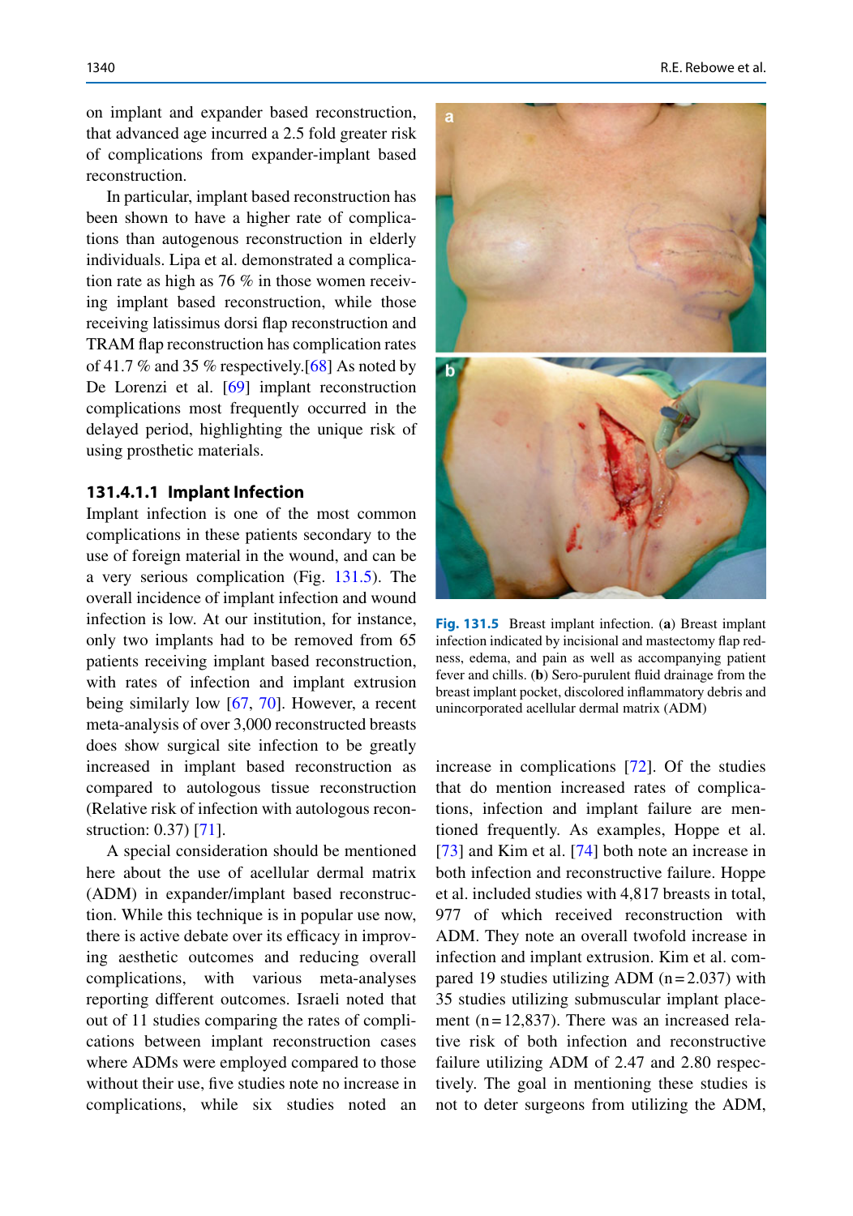on implant and expander based reconstruction, that advanced age incurred a 2.5 fold greater risk of complications from expander-implant based reconstruction.

In particular, implant based reconstruction has been shown to have a higher rate of complications than autogenous reconstruction in elderly individuals. Lipa et al. demonstrated a complication rate as high as 76 % in those women receiving implant based reconstruction, while those receiving latissimus dorsi flap reconstruction and TRAM flap reconstruction has complication rates of 41.7 % and 35 % respectively.[68] As noted by De Lorenzi et al. [69] implant reconstruction complications most frequently occurred in the delayed period, highlighting the unique risk of using prosthetic materials.

#### 131.4.1.1 Implant Infection

Implant infection is one of the most common complications in these patients secondary to the use of foreign material in the wound, and can be a very serious complication (Fig. 131.5). The overall incidence of implant infection and wound infection is low. At our institution, for instance, only two implants had to be removed from 65 patients receiving implant based reconstruction, with rates of infection and implant extrusion being similarly low [67, 70]. However, a recent meta-analysis of over 3,000 reconstructed breasts does show surgical site infection to be greatly increased in implant based reconstruction as compared to autologous tissue reconstruction (Relative risk of infection with autologous reconstruction: 0.37) [71].

**Fig. 131.5** Breast implant infection. (**a**) Breast implant infection indicated by incisional and mastectomy flap redness, edema, and pain as well as accompanying patient fever and chills. (**b**) Sero-purulent fluid drainage from the breast implant pocket, discolored inflammatory debris and unincorporated acellular dermal matrix (ADM)

A special consideration should be mentioned here about the use of acellular dermal matrix (ADM) in expander/implant based reconstruction. While this technique is in popular use now, there is active debate over its efficacy in improving aesthetic outcomes and reducing overall complications, with various meta-analyses reporting different outcomes. Israeli noted that out of 11 studies comparing the rates of complications between implant reconstruction cases where ADMs were employed compared to those without their use, five studies note no increase in complications, while six studies noted an increase in complications [72]. Of the studies that do mention increased rates of complications, infection and implant failure are mentioned frequently. As examples, Hoppe et al. [73] and Kim et al. [74] both note an increase in both infection and reconstructive failure. Hoppe et al. included studies with 4,817 breasts in total, 977 of which received reconstruction with ADM. They note an overall twofold increase in infection and implant extrusion. Kim et al. compared 19 studies utilizing ADM (n = 2.037) with 35 studies utilizing submuscular implant placement (n = 12,837). There was an increased relative risk of both infection and reconstructive failure utilizing ADM of 2.47 and 2.80 respectively. The goal in mentioning these studies is not to deter surgeons from utilizing the ADM,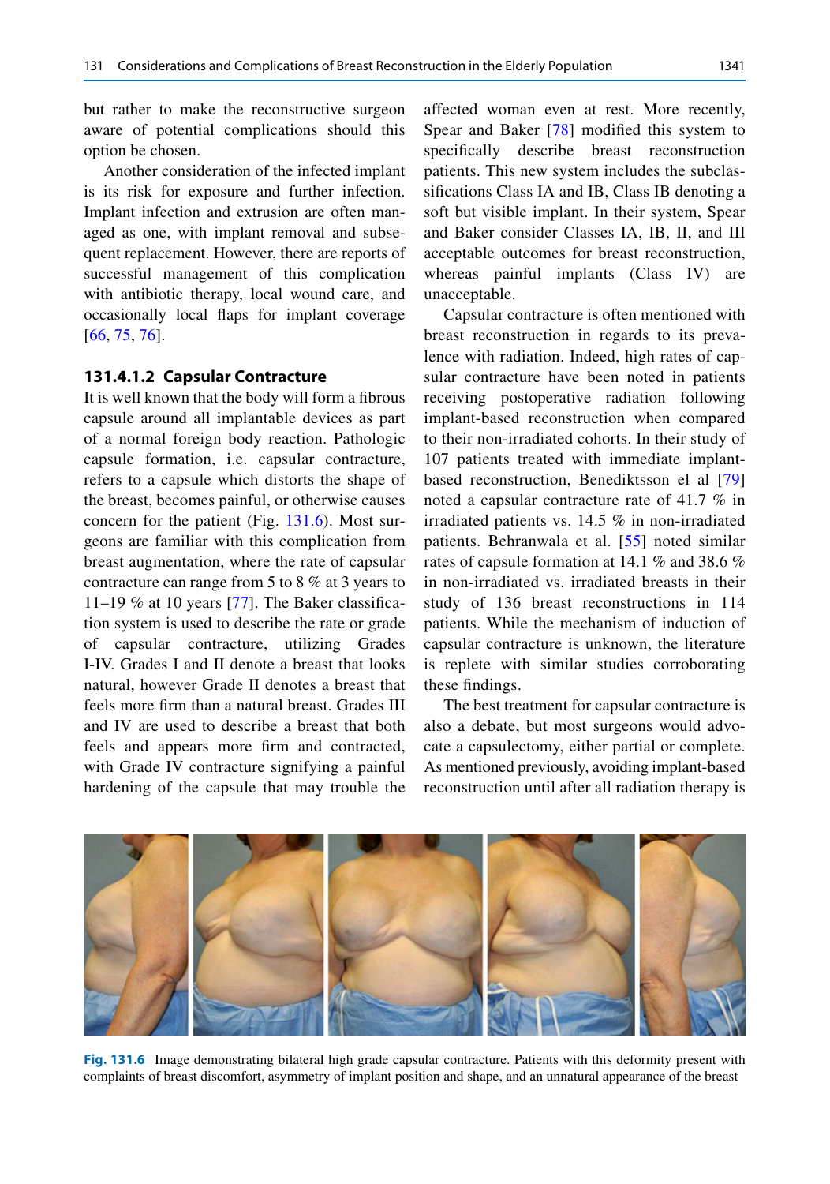but rather to make the reconstructive surgeon aware of potential complications should this option be chosen.

Another consideration of the infected implant is its risk for exposure and further infection. Implant infection and extrusion are often managed as one, with implant removal and subsequent replacement. However, there are reports of successful management of this complication with antibiotic therapy, local wound care, and occasionally local flaps for implant coverage [66, 75, 76].

#### 131.4.1.2 Capsular Contracture

It is well known that the body will form a fibrous capsule around all implantable devices as part of a normal foreign body reaction. Pathologic capsule formation, i.e. capsular contracture, refers to a capsule which distorts the shape of the breast, becomes painful, or otherwise causes concern for the patient (Fig. 131.6). Most surgeons are familiar with this complication from breast augmentation, where the rate of capsular contracture can range from 5 to 8 % at 3 years to 11–19 % at 10 years [77]. The Baker classification system is used to describe the rate or grade of capsular contracture, utilizing Grades I-IV. Grades I and II denote a breast that looks natural, however Grade II denotes a breast that feels more firm than a natural breast. Grades III and IV are used to describe a breast that both feels and appears more firm and contracted, with Grade IV contracture signifying a painful hardening of the capsule that may trouble the affected woman even at rest. More recently, Spear and Baker [78] modified this system to specifically describe breast reconstruction patients. This new system includes the subclassifications Class IA and IB, Class IB denoting a soft but visible implant. In their system, Spear and Baker consider Classes IA, IB, II, and III acceptable outcomes for breast reconstruction, whereas painful implants (Class IV) are unacceptable.

Capsular contracture is often mentioned with breast reconstruction in regards to its prevalence with radiation. Indeed, high rates of capsular contracture have been noted in patients receiving postoperative radiation following implant-based reconstruction when compared to their non-irradiated cohorts. In their study of 107 patients treated with immediate implant-based reconstruction, Benediktsson el al [79] noted a capsular contracture rate of 41.7 % in irradiated patients vs. 14.5 % in non-irradiated patients. Behranwala et al. [55] noted similar rates of capsule formation at 14.1 % and 38.6 % in non-irradiated vs. irradiated breasts in their study of 136 breast reconstructions in 114 patients. While the mechanism of induction of capsular contracture is unknown, the literature is replete with similar studies corroborating these findings.

The best treatment for capsular contracture is also a debate, but most surgeons would advocate a capsulectomy, either partial or complete. As mentioned previously, avoiding implant-based reconstruction until after all radiation therapy is

**Fig. 131.6** Image demonstrating bilateral high grade capsular contracture. Patients with this deformity present with complaints of breast discomfort, asymmetry of implant position and shape, and an unnatural appearance of the breast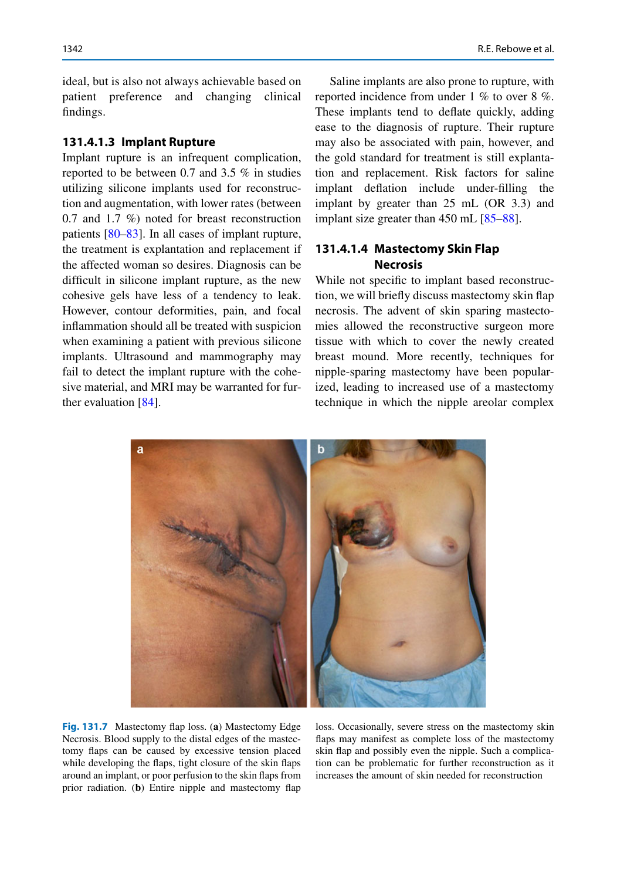ideal, but is also not always achievable based on patient preference and changing clinical findings.

#### 131.4.1.3 Implant Rupture

Implant rupture is an infrequent complication, reported to be between 0.7 and 3.5 % in studies utilizing silicone implants used for reconstruction and augmentation, with lower rates (between 0.7 and 1.7 %) noted for breast reconstruction patients [80–83]. In all cases of implant rupture, the treatment is explantation and replacement if the affected woman so desires. Diagnosis can be difficult in silicone implant rupture, as the new cohesive gels have less of a tendency to leak. However, contour deformities, pain, and focal inflammation should all be treated with suspicion when examining a patient with previous silicone implants. Ultrasound and mammography may fail to detect the implant rupture with the cohesive material, and MRI may be warranted for further evaluation [84].

Saline implants are also prone to rupture, with reported incidence from under 1 % to over 8 %. These implants tend to deflate quickly, adding ease to the diagnosis of rupture. Their rupture may also be associated with pain, however, and the gold standard for treatment is still explantation and replacement. Risk factors for saline implant deflation include under-filling the implant by greater than 25 mL (OR 3.3) and implant size greater than 450 mL [85–88].

#### 131.4.1.4 Mastectomy Skin Flap Necrosis

While not specific to implant based reconstruction, we will briefly discuss mastectomy skin flap necrosis. The advent of skin sparing mastectomies allowed the reconstructive surgeon more tissue with which to cover the newly created breast mound. More recently, techniques for nipple-sparing mastectomy have been popularized, leading to increased use of a mastectomy technique in which the nipple areolar complex

**Fig. 131.7** Mastectomy flap loss. (**a**) Mastectomy Edge Necrosis. Blood supply to the distal edges of the mastectomy flaps can be caused by excessive tension placed while developing the flaps, tight closure of the skin flaps around an implant, or poor perfusion to the skin flaps from prior radiation. (**b**) Entire nipple and mastectomy flap loss. Occasionally, severe stress on the mastectomy skin flaps may manifest as complete loss of the mastectomy skin flap and possibly even the nipple. Such a complication can be problematic for further reconstruction as it increases the amount of skin needed for reconstruction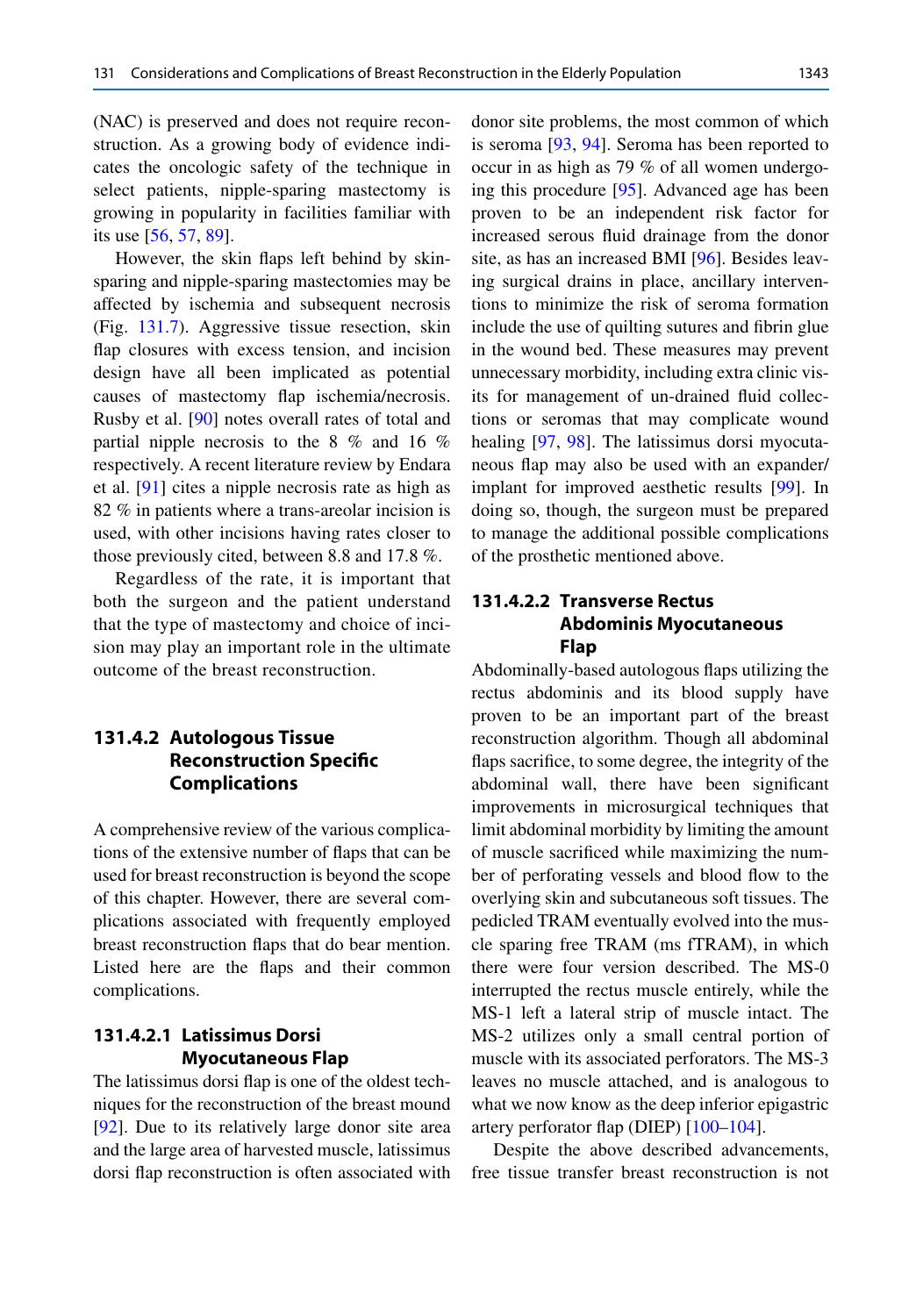(NAC) is preserved and does not require reconstruction. As a growing body of evidence indicates the oncologic safety of the technique in select patients, nipple-sparing mastectomy is growing in popularity in facilities familiar with its use [56, 57, 89].

However, the skin flaps left behind by skin-sparing and nipple-sparing mastectomies may be affected by ischemia and subsequent necrosis (Fig. 131.7). Aggressive tissue resection, skin flap closures with excess tension, and incision design have all been implicated as potential causes of mastectomy flap ischemia/necrosis. Rusby et al. [90] notes overall rates of total and partial nipple necrosis to the 8 % and 16 % respectively. A recent literature review by Endara et al. [91] cites a nipple necrosis rate as high as 82 % in patients where a trans-areolar incision is used, with other incisions having rates closer to those previously cited, between 8.8 and 17.8 %.

Regardless of the rate, it is important that both the surgeon and the patient understand that the type of mastectomy and choice of incision may play an important role in the ultimate outcome of the breast reconstruction.

## 131.4.2 Autologous Tissue Reconstruction Specific Complications

A comprehensive review of the various complications of the extensive number of flaps that can be used for breast reconstruction is beyond the scope of this chapter. However, there are several complications associated with frequently employed breast reconstruction flaps that do bear mention. Listed here are the flaps and their common complications.

### 131.4.2.1 Latissimus Dorsi Myocutaneous Flap

The latissimus dorsi flap is one of the oldest techniques for the reconstruction of the breast mound [92]. Due to its relatively large donor site area and the large area of harvested muscle, latissimus dorsi flap reconstruction is often associated with donor site problems, the most common of which is seroma [93, 94]. Seroma has been reported to occur in as high as 79 % of all women undergoing this procedure [95]. Advanced age has been proven to be an independent risk factor for increased serous fluid drainage from the donor site, as has an increased BMI [96]. Besides leaving surgical drains in place, ancillary interventions to minimize the risk of seroma formation include the use of quilting sutures and fibrin glue in the wound bed. These measures may prevent unnecessary morbidity, including extra clinic visits for management of un-drained fluid collections or seromas that may complicate wound healing [97, 98]. The latissimus dorsi myocutaneous flap may also be used with an expander/implant for improved aesthetic results [99]. In doing so, though, the surgeon must be prepared to manage the additional possible complications of the prosthetic mentioned above.

### 131.4.2.2 Transverse Rectus Abdominis Myocutaneous Flap

Abdominally-based autologous flaps utilizing the rectus abdominis and its blood supply have proven to be an important part of the breast reconstruction algorithm. Though all abdominal flaps sacrifice, to some degree, the integrity of the abdominal wall, there have been significant improvements in microsurgical techniques that limit abdominal morbidity by limiting the amount of muscle sacrificed while maximizing the number of perforating vessels and blood flow to the overlying skin and subcutaneous soft tissues. The pedicled TRAM eventually evolved into the muscle sparing free TRAM (ms fTRAM), in which there were four version described. The MS-0 interrupted the rectus muscle entirely, while the MS-1 left a lateral strip of muscle intact. The MS-2 utilizes only a small central portion of muscle with its associated perforators. The MS-3 leaves no muscle attached, and is analogous to what we now know as the deep inferior epigastric artery perforator flap (DIEP) [100–104].

Despite the above described advancements, free tissue transfer breast reconstruction is not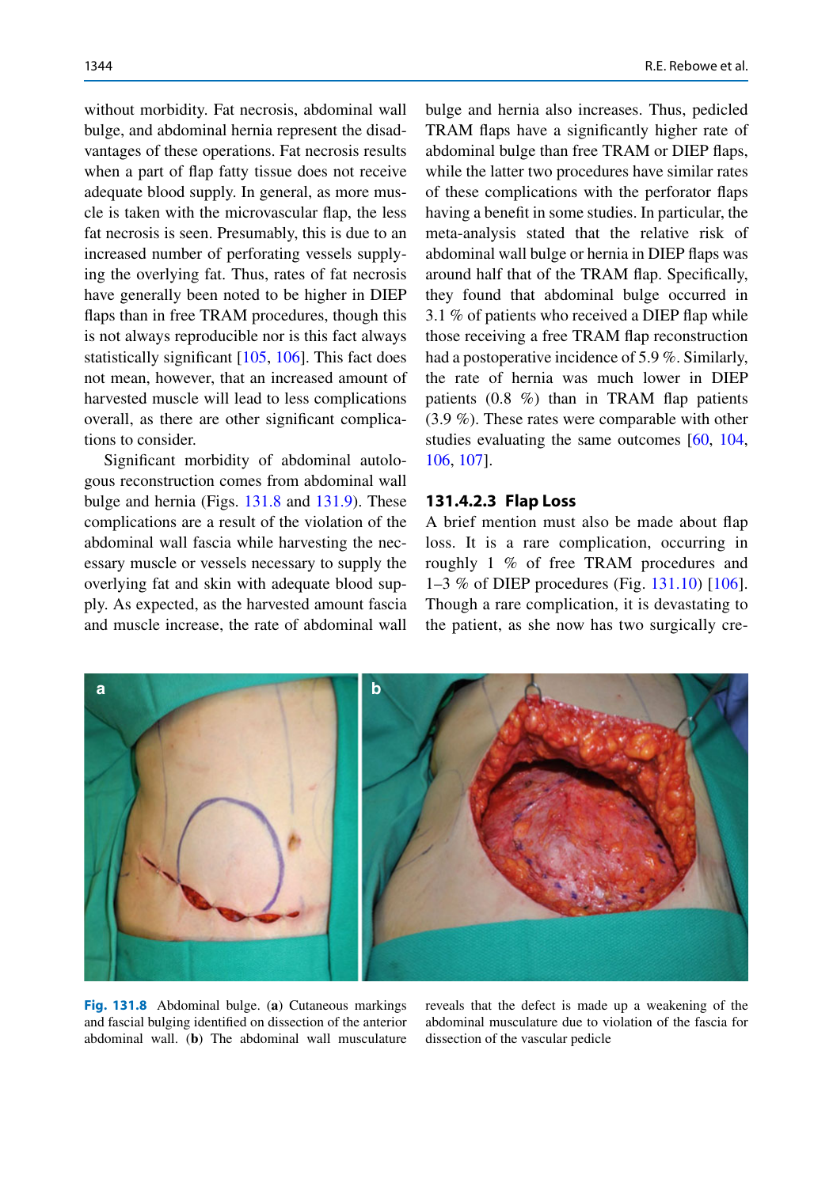without morbidity. Fat necrosis, abdominal wall bulge, and abdominal hernia represent the disadvantages of these operations. Fat necrosis results when a part of flap fatty tissue does not receive adequate blood supply. In general, as more muscle is taken with the microvascular flap, the less fat necrosis is seen. Presumably, this is due to an increased number of perforating vessels supplying the overlying fat. Thus, rates of fat necrosis have generally been noted to be higher in DIEP flaps than in free TRAM procedures, though this is not always reproducible nor is this fact always statistically significant [105, 106]. This fact does not mean, however, that an increased amount of harvested muscle will lead to less complications overall, as there are other significant complications to consider.

Significant morbidity of abdominal autologous reconstruction comes from abdominal wall bulge and hernia (Figs. 131.8 and 131.9). These complications are a result of the violation of the abdominal wall fascia while harvesting the necessary muscle or vessels necessary to supply the overlying fat and skin with adequate blood supply. As expected, as the harvested amount fascia and muscle increase, the rate of abdominal wall bulge and hernia also increases. Thus, pedicled TRAM flaps have a significantly higher rate of abdominal bulge than free TRAM or DIEP flaps, while the latter two procedures have similar rates of these complications with the perforator flaps having a benefit in some studies. In particular, the meta-analysis stated that the relative risk of abdominal wall bulge or hernia in DIEP flaps was around half that of the TRAM flap. Specifically, they found that abdominal bulge occurred in 3.1 % of patients who received a DIEP flap while those receiving a free TRAM flap reconstruction had a postoperative incidence of 5.9 %. Similarly, the rate of hernia was much lower in DIEP patients (0.8 %) than in TRAM flap patients (3.9 %). These rates were comparable with other studies evaluating the same outcomes [60, 104, 106, 107].

### 131.4.2.3 Flap Loss

A brief mention must also be made about flap loss. It is a rare complication, occurring in roughly 1 % of free TRAM procedures and 1–3 % of DIEP procedures (Fig. 131.10) [106]. Though a rare complication, it is devastating to the patient, as she now has two surgically cre-

**Fig. 131.8** Abdominal bulge. (**a**) Cutaneous markings and fascial bulging identified on dissection of the anterior abdominal wall. (**b**) The abdominal wall musculature reveals that the defect is made up a weakening of the abdominal musculature due to violation of the fascia for dissection of the vascular pedicle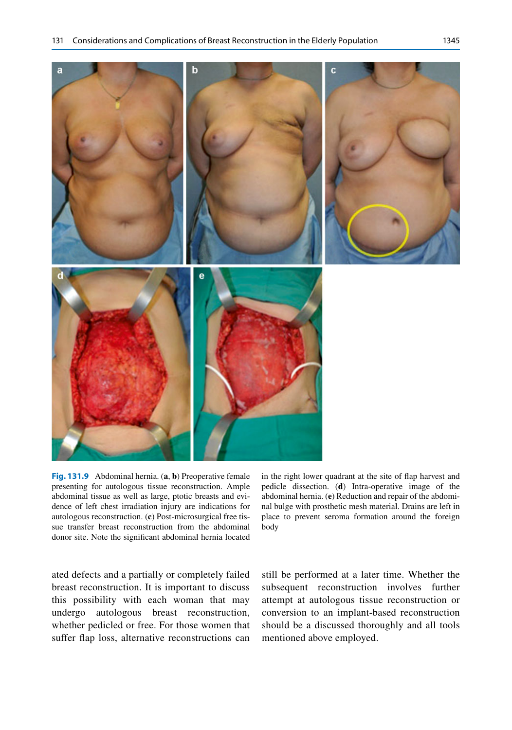**Fig. 131.9** Abdominal hernia. (**a**, **b**) Preoperative female presenting for autologous tissue reconstruction. Ample abdominal tissue as well as large, ptotic breasts and evidence of left chest irradiation injury are indications for autologous reconstruction. (**c**) Post-microsurgical free tissue transfer breast reconstruction from the abdominal donor site. Note the significant abdominal hernia located in the right lower quadrant at the site of flap harvest and pedicle dissection. (**d**) Intra-operative image of the abdominal hernia. (**e**) Reduction and repair of the abdominal bulge with prosthetic mesh material. Drains are left in place to prevent seroma formation around the foreign body

ated defects and a partially or completely failed breast reconstruction. It is important to discuss this possibility with each woman that may undergo autologous breast reconstruction, whether pedicled or free. For those women that suffer flap loss, alternative reconstructions can still be performed at a later time. Whether the subsequent reconstruction involves further attempt at autologous tissue reconstruction or conversion to an implant-based reconstruction should be a discussed thoroughly and all tools mentioned above employed.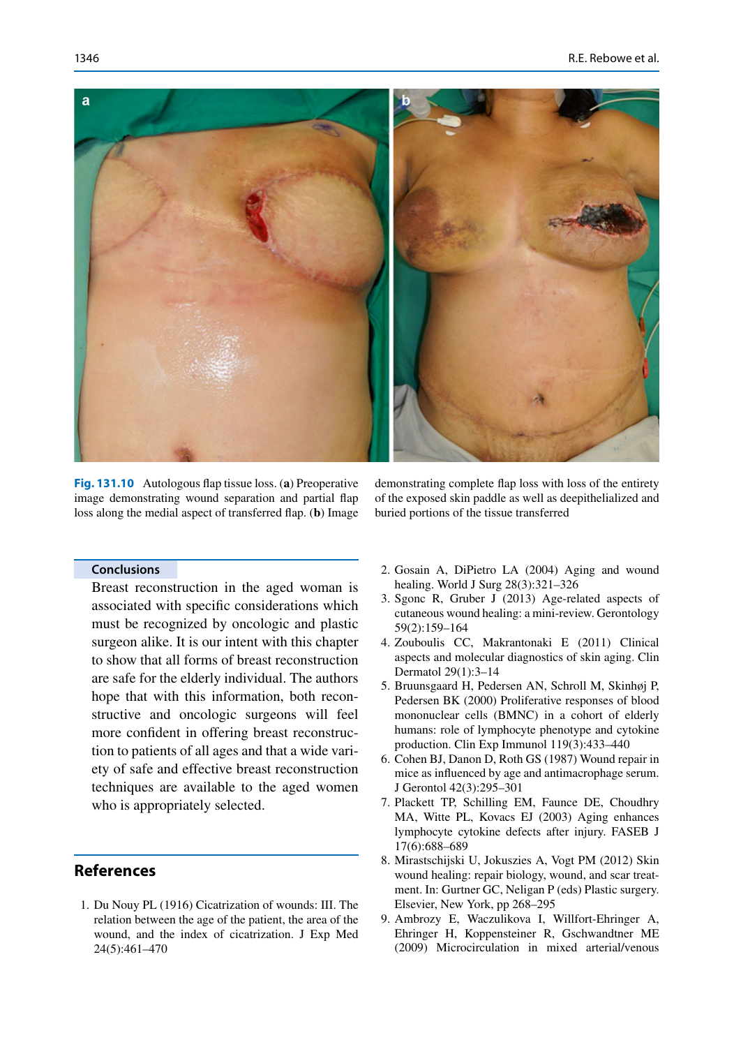**Fig. 131.10** Autologous flap tissue loss. (**a**) Preoperative image demonstrating wound separation and partial flap loss along the medial aspect of transferred flap. (**b**) Image demonstrating complete flap loss with loss of the entirety of the exposed skin paddle as well as deepithelialized and buried portions of the tissue transferred

## Conclusions

Breast reconstruction in the aged woman is associated with specific considerations which must be recognized by oncologic and plastic surgeon alike. It is our intent with this chapter to show that all forms of breast reconstruction are safe for the elderly individual. The authors hope that with this information, both reconstructive and oncologic surgeons will feel more confident in offering breast reconstruction to patients of all ages and that a wide variety of safe and effective breast reconstruction techniques are available to the aged women who is appropriately selected.

## References

1. Du Nouy PL (1916) Cicatrization of wounds: III. The relation between the age of the patient, the area of the wound, and the index of cicatrization. J Exp Med 24(5):461–470
2. Gosain A, DiPietro LA (2004) Aging and wound healing. World J Surg 28(3):321–326
3. Sgonc R, Gruber J (2013) Age-related aspects of cutaneous wound healing: a mini-review. Gerontology 59(2):159–164
4. Zouboulis CC, Makrantonaki E (2011) Clinical aspects and molecular diagnostics of skin aging. Clin Dermatol 29(1):3–14
5. Bruunsgaard H, Pedersen AN, Schroll M, Skinhøj P, Pedersen BK (2000) Proliferative responses of blood mononuclear cells (BMNC) in a cohort of elderly humans: role of lymphocyte phenotype and cytokine production. Clin Exp Immunol 119(3):433–440
6. Cohen BJ, Danon D, Roth GS (1987) Wound repair in mice as influenced by age and antimacrophage serum. J Gerontol 42(3):295–301
7. Plackett TP, Schilling EM, Faunce DE, Choudhry MA, Witte PL, Kovacs EJ (2003) Aging enhances lymphocyte cytokine defects after injury. FASEB J 17(6):688–689
8. Mirastschijski U, Jokuszies A, Vogt PM (2012) Skin wound healing: repair biology, wound, and scar treatment. In: Gurtner GC, Neligan P (eds) Plastic surgery. Elsevier, New York, pp 268–295
9. Ambrozy E, Waczulikova I, Willfort-Ehringer A, Ehringer H, Koppensteiner R, Gschwandtner ME (2009) Microcirculation in mixed arterial/venous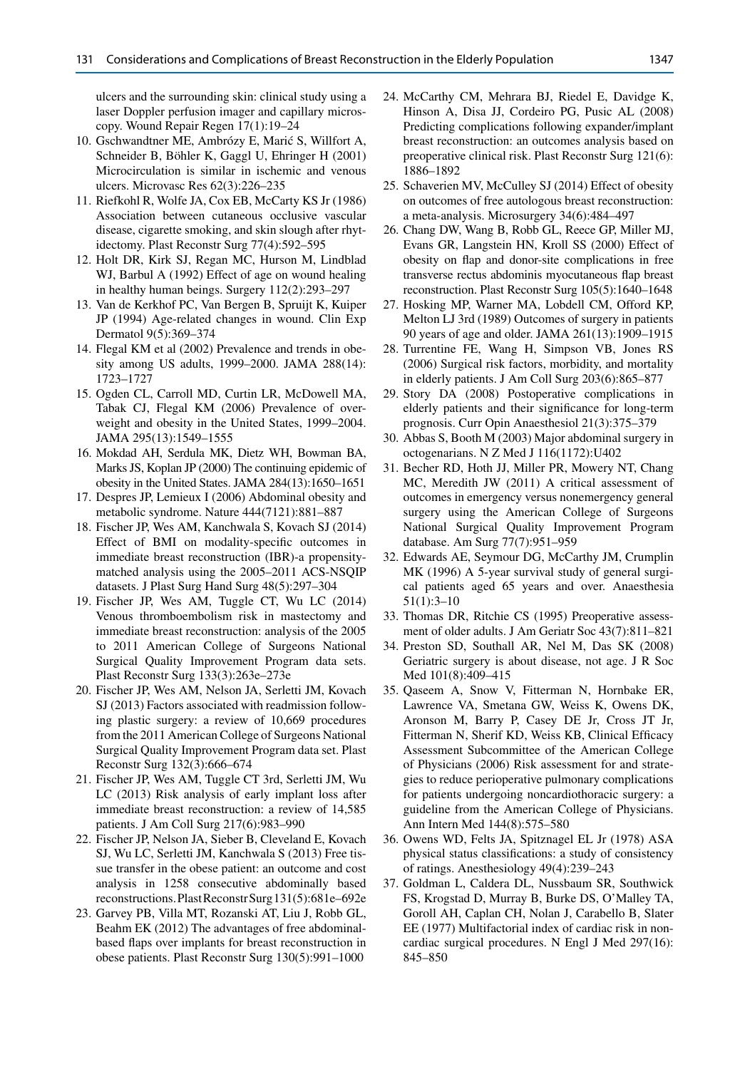ulcers and the surrounding skin: clinical study using a laser Doppler perfusion imager and capillary microscopy. Wound Repair Regen 17(1):19–24

10. Gschwandtner ME, Ambrózy E, Marić S, Willfort A, Schneider B, Böhler K, Gaggl U, Ehringer H (2001) Microcirculation is similar in ischemic and venous ulcers. Microvasc Res 62(3):226–235
11. Riefkohl R, Wolfe JA, Cox EB, McCarty KS Jr (1986) Association between cutaneous occlusive vascular disease, cigarette smoking, and skin slough after rhytidectomy. Plast Reconstr Surg 77(4):592–595
12. Holt DR, Kirk SJ, Regan MC, Hurson M, Lindblad WJ, Barbul A (1992) Effect of age on wound healing in healthy human beings. Surgery 112(2):293–297
13. Van de Kerkhof PC, Van Bergen B, Spruijt K, Kuiper JP (1994) Age-related changes in wound. Clin Exp Dermatol 9(5):369–374
14. Flegal KM et al (2002) Prevalence and trends in obesity among US adults, 1999–2000. JAMA 288(14): 1723–1727
15. Ogden CL, Carroll MD, Curtin LR, McDowell MA, Tabak CJ, Flegal KM (2006) Prevalence of overweight and obesity in the United States, 1999–2004. JAMA 295(13):1549–1555
16. Mokdad AH, Serdula MK, Dietz WH, Bowman BA, Marks JS, Koplan JP (2000) The continuing epidemic of obesity in the United States. JAMA 284(13):1650–1651
17. Despres JP, Lemieux I (2006) Abdominal obesity and metabolic syndrome. Nature 444(7121):881–887
18. Fischer JP, Wes AM, Kanchwala S, Kovach SJ (2014) Effect of BMI on modality-specific outcomes in immediate breast reconstruction (IBR)-a propensity-matched analysis using the 2005–2011 ACS-NSQIP datasets. J Plast Surg Hand Surg 48(5):297–304
19. Fischer JP, Wes AM, Tuggle CT, Wu LC (2014) Venous thromboembolism risk in mastectomy and immediate breast reconstruction: analysis of the 2005 to 2011 American College of Surgeons National Surgical Quality Improvement Program data sets. Plast Reconstr Surg 133(3):263e–273e
20. Fischer JP, Wes AM, Nelson JA, Serletti JM, Kovach SJ (2013) Factors associated with readmission following plastic surgery: a review of 10,669 procedures from the 2011 American College of Surgeons National Surgical Quality Improvement Program data set. Plast Reconstr Surg 132(3):666–674
21. Fischer JP, Wes AM, Tuggle CT 3rd, Serletti JM, Wu LC (2013) Risk analysis of early implant loss after immediate breast reconstruction: a review of 14,585 patients. J Am Coll Surg 217(6):983–990
22. Fischer JP, Nelson JA, Sieber B, Cleveland E, Kovach SJ, Wu LC, Serletti JM, Kanchwala S (2013) Free tissue transfer in the obese patient: an outcome and cost analysis in 1258 consecutive abdominally based reconstructions. Plast Reconstr Surg 131(5):681e–692e
23. Garvey PB, Villa MT, Rozanski AT, Liu J, Robb GL, Beahm EK (2012) The advantages of free abdominal-based flaps over implants for breast reconstruction in obese patients. Plast Reconstr Surg 130(5):991–1000
24. McCarthy CM, Mehrara BJ, Riedel E, Davidge K, Hinson A, Disa JJ, Cordeiro PG, Pusic AL (2008) Predicting complications following expander/implant breast reconstruction: an outcomes analysis based on preoperative clinical risk. Plast Reconstr Surg 121(6): 1886–1892
25. Schaverien MV, McCulley SJ (2014) Effect of obesity on outcomes of free autologous breast reconstruction: a meta-analysis. Microsurgery 34(6):484–497
26. Chang DW, Wang B, Robb GL, Reece GP, Miller MJ, Evans GR, Langstein HN, Kroll SS (2000) Effect of obesity on flap and donor-site complications in free transverse rectus abdominis myocutaneous flap breast reconstruction. Plast Reconstr Surg 105(5):1640–1648
27. Hosking MP, Warner MA, Lobdell CM, Offord KP, Melton LJ 3rd (1989) Outcomes of surgery in patients 90 years of age and older. JAMA 261(13):1909–1915
28. Turrentine FE, Wang H, Simpson VB, Jones RS (2006) Surgical risk factors, morbidity, and mortality in elderly patients. J Am Coll Surg 203(6):865–877
29. Story DA (2008) Postoperative complications in elderly patients and their significance for long-term prognosis. Curr Opin Anaesthesiol 21(3):375–379
30. Abbas S, Booth M (2003) Major abdominal surgery in octogenarians. N Z Med J 116(1172):U402
31. Becher RD, Hoth JJ, Miller PR, Mowery NT, Chang MC, Meredith JW (2011) A critical assessment of outcomes in emergency versus nonemergency general surgery using the American College of Surgeons National Surgical Quality Improvement Program database. Am Surg 77(7):951–959
32. Edwards AE, Seymour DG, McCarthy JM, Crumplin MK (1996) A 5-year survival study of general surgical patients aged 65 years and over. Anaesthesia 51(1):3–10
33. Thomas DR, Ritchie CS (1995) Preoperative assessment of older adults. J Am Geriatr Soc 43(7):811–821
34. Preston SD, Southall AR, Nel M, Das SK (2008) Geriatric surgery is about disease, not age. J R Soc Med 101(8):409–415
35. Qaseem A, Snow V, Fitterman N, Hornbake ER, Lawrence VA, Smetana GW, Weiss K, Owens DK, Aronson M, Barry P, Casey DE Jr, Cross JT Jr, Fitterman N, Sherif KD, Weiss KB, Clinical Efficacy Assessment Subcommittee of the American College of Physicians (2006) Risk assessment for and strategies to reduce perioperative pulmonary complications for patients undergoing noncardiothoracic surgery: a guideline from the American College of Physicians. Ann Intern Med 144(8):575–580
36. Owens WD, Felts JA, Spitznagel EL Jr (1978) ASA physical status classifications: a study of consistency of ratings. Anesthesiology 49(4):239–243
37. Goldman L, Caldera DL, Nussbaum SR, Southwick FS, Krogstad D, Murray B, Burke DS, O'Malley TA, Goroll AH, Caplan CH, Nolan J, Carabello B, Slater EE (1977) Multifactorial index of cardiac risk in noncardiac surgical procedures. N Engl J Med 297(16): 845–850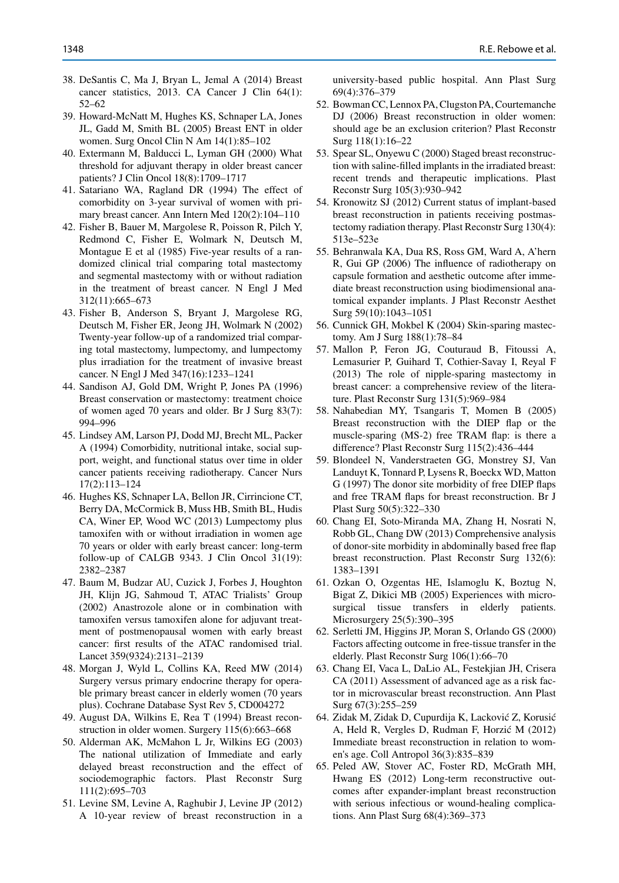38. DeSantis C, Ma J, Bryan L, Jemal A (2014) Breast cancer statistics, 2013. CA Cancer J Clin 64(1): 52–62
39. Howard-McNatt M, Hughes KS, Schnaper LA, Jones JL, Gadd M, Smith BL (2005) Breast ENT in older women. Surg Oncol Clin N Am 14(1):85–102
40. Extermann M, Balducci L, Lyman GH (2000) What threshold for adjuvant therapy in older breast cancer patients? J Clin Oncol 18(8):1709–1717
41. Satariano WA, Ragland DR (1994) The effect of comorbidity on 3-year survival of women with primary breast cancer. Ann Intern Med 120(2):104–110
42. Fisher B, Bauer M, Margolese R, Poisson R, Pilch Y, Redmond C, Fisher E, Wolmark N, Deutsch M, Montague E et al (1985) Five-year results of a randomized clinical trial comparing total mastectomy and segmental mastectomy with or without radiation in the treatment of breast cancer. N Engl J Med 312(11):665–673
43. Fisher B, Anderson S, Bryant J, Margolese RG, Deutsch M, Fisher ER, Jeong JH, Wolmark N (2002) Twenty-year follow-up of a randomized trial comparing total mastectomy, lumpectomy, and lumpectomy plus irradiation for the treatment of invasive breast cancer. N Engl J Med 347(16):1233–1241
44. Sandison AJ, Gold DM, Wright P, Jones PA (1996) Breast conservation or mastectomy: treatment choice of women aged 70 years and older. Br J Surg 83(7): 994–996
45. Lindsey AM, Larson PJ, Dodd MJ, Brecht ML, Packer A (1994) Comorbidity, nutritional intake, social support, weight, and functional status over time in older cancer patients receiving radiotherapy. Cancer Nurs 17(2):113–124
46. Hughes KS, Schnaper LA, Bellon JR, Cirrincione CT, Berry DA, McCormick B, Muss HB, Smith BL, Hudis CA, Winer EP, Wood WC (2013) Lumpectomy plus tamoxifen with or without irradiation in women age 70 years or older with early breast cancer: long-term follow-up of CALGB 9343. J Clin Oncol 31(19): 2382–2387
47. Baum M, Budzar AU, Cuzick J, Forbes J, Houghton JH, Klijn JG, Sahmoud T, ATAC Trialists' Group (2002) Anastrozole alone or in combination with tamoxifen versus tamoxifen alone for adjuvant treatment of postmenopausal women with early breast cancer: first results of the ATAC randomised trial. Lancet 359(9324):2131–2139
48. Morgan J, Wyld L, Collins KA, Reed MW (2014) Surgery versus primary endocrine therapy for operable primary breast cancer in elderly women (70 years plus). Cochrane Database Syst Rev 5, CD004272
49. August DA, Wilkins E, Rea T (1994) Breast reconstruction in older women. Surgery 115(6):663–668
50. Alderman AK, McMahon L Jr, Wilkins EG (2003) The national utilization of Immediate and early delayed breast reconstruction and the effect of sociodemographic factors. Plast Reconstr Surg 111(2):695–703
51. Levine SM, Levine A, Raghubir J, Levine JP (2012) A 10-year review of breast reconstruction in a university-based public hospital. Ann Plast Surg 69(4):376–379
52. Bowman CC, Lennox PA, Clugston PA, Courtemanche DJ (2006) Breast reconstruction in older women: should age be an exclusion criterion? Plast Reconstr Surg 118(1):16–22
53. Spear SL, Onyewu C (2000) Staged breast reconstruction with saline-filled implants in the irradiated breast: recent trends and therapeutic implications. Plast Reconstr Surg 105(3):930–942
54. Kronowitz SJ (2012) Current status of implant-based breast reconstruction in patients receiving postmastectomy radiation therapy. Plast Reconstr Surg 130(4): 513e–523e
55. Behranwala KA, Dua RS, Ross GM, Ward A, A'hern R, Gui GP (2006) The influence of radiotherapy on capsule formation and aesthetic outcome after immediate breast reconstruction using biodimensional anatomical expander implants. J Plast Reconstr Aesthet Surg 59(10):1043–1051
56. Cunnick GH, Mokbel K (2004) Skin-sparing mastectomy. Am J Surg 188(1):78–84
57. Mallon P, Feron JG, Couturaud B, Fitoussi A, Lemasurier P, Guihard T, Cothier-Savay I, Reyal F (2013) The role of nipple-sparing mastectomy in breast cancer: a comprehensive review of the literature. Plast Reconstr Surg 131(5):969–984
58. Nahabedian MY, Tsangaris T, Momen B (2005) Breast reconstruction with the DIEP flap or the muscle-sparing (MS-2) free TRAM flap: is there a difference? Plast Reconstr Surg 115(2):436–444
59. Blondeel N, Vanderstraeten GG, Monstrey SJ, Van Landuyt K, Tonnard P, Lysens R, Boeckx WD, Matton G (1997) The donor site morbidity of free DIEP flaps and free TRAM flaps for breast reconstruction. Br J Plast Surg 50(5):322–330
60. Chang EI, Soto-Miranda MA, Zhang H, Nosrati N, Robb GL, Chang DW (2013) Comprehensive analysis of donor-site morbidity in abdominally based free flap breast reconstruction. Plast Reconstr Surg 132(6): 1383–1391
61. Ozkan O, Ozgentas HE, Islamoglu K, Boztug N, Bigat Z, Dikici MB (2005) Experiences with microsurgical tissue transfers in elderly patients. Microsurgery 25(5):390–395
62. Serletti JM, Higgins JP, Moran S, Orlando GS (2000) Factors affecting outcome in free-tissue transfer in the elderly. Plast Reconstr Surg 106(1):66–70
63. Chang EI, Vaca L, DaLio AL, Festekjian JH, Crisera CA (2011) Assessment of advanced age as a risk factor in microvascular breast reconstruction. Ann Plast Surg 67(3):255–259
64. Zidak M, Zidak D, Cupurdija K, Lacković Z, Korusić A, Held R, Vergles D, Rudman F, Horzić M (2012) Immediate breast reconstruction in relation to women's age. Coll Antropol 36(3):835–839
65. Peled AW, Stover AC, Foster RD, McGrath MH, Hwang ES (2012) Long-term reconstructive outcomes after expander-implant breast reconstruction with serious infectious or wound-healing complications. Ann Plast Surg 68(4):369–373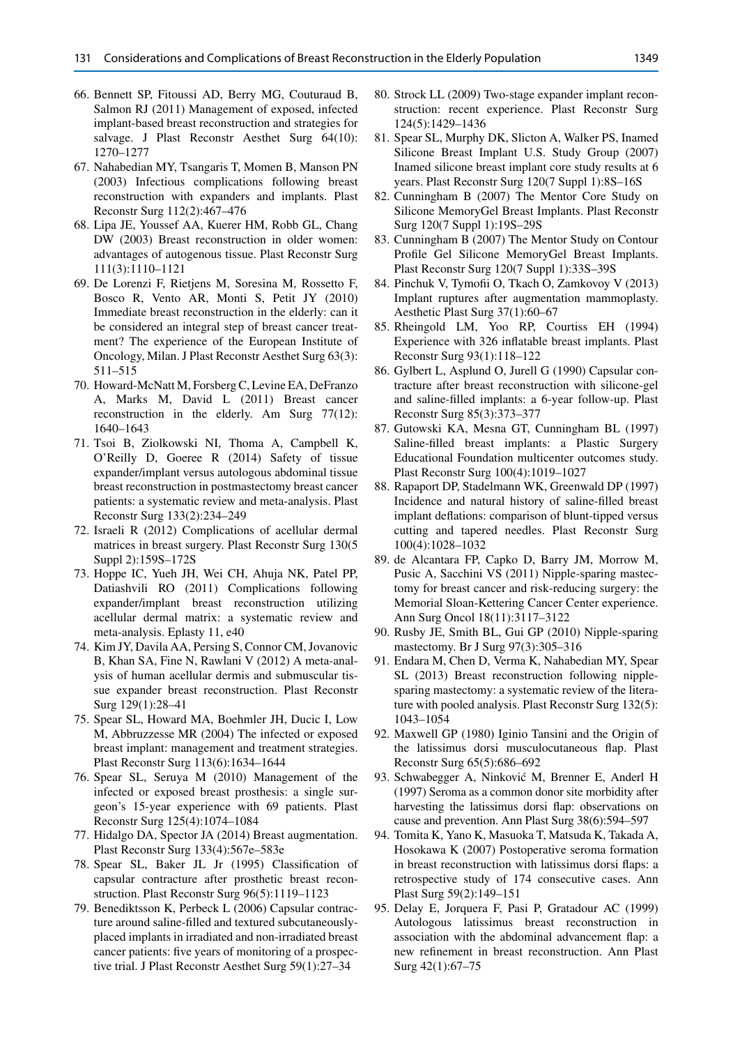66. Bennett SP, Fitoussi AD, Berry MG, Couturaud B, Salmon RJ (2011) Management of exposed, infected implant-based breast reconstruction and strategies for salvage. J Plast Reconstr Aesthet Surg 64(10): 1270–1277
67. Nahabedian MY, Tsangaris T, Momen B, Manson PN (2003) Infectious complications following breast reconstruction with expanders and implants. Plast Reconstr Surg 112(2):467–476
68. Lipa JE, Youssef AA, Kuerer HM, Robb GL, Chang DW (2003) Breast reconstruction in older women: advantages of autogenous tissue. Plast Reconstr Surg 111(3):1110–1121
69. De Lorenzi F, Rietjens M, Soresina M, Rossetto F, Bosco R, Vento AR, Monti S, Petit JY (2010) Immediate breast reconstruction in the elderly: can it be considered an integral step of breast cancer treatment? The experience of the European Institute of Oncology, Milan. J Plast Reconstr Aesthet Surg 63(3): 511–515
70. Howard-McNatt M, Forsberg C, Levine EA, DeFranzo A, Marks M, David L (2011) Breast cancer reconstruction in the elderly. Am Surg 77(12): 1640–1643
71. Tsoi B, Ziolkowski NI, Thoma A, Campbell K, O'Reilly D, Goeree R (2014) Safety of tissue expander/implant versus autologous abdominal tissue breast reconstruction in postmastectomy breast cancer patients: a systematic review and meta-analysis. Plast Reconstr Surg 133(2):234–249
72. Israeli R (2012) Complications of acellular dermal matrices in breast surgery. Plast Reconstr Surg 130(5 Suppl 2):159S–172S
73. Hoppe IC, Yueh JH, Wei CH, Ahuja NK, Patel PP, Datiashvili RO (2011) Complications following expander/implant breast reconstruction utilizing acellular dermal matrix: a systematic review and meta-analysis. Eplasty 11, e40
74. Kim JY, Davila AA, Persing S, Connor CM, Jovanovic B, Khan SA, Fine N, Rawlani V (2012) A meta-analysis of human acellular dermis and submuscular tissue expander breast reconstruction. Plast Reconstr Surg 129(1):28–41
75. Spear SL, Howard MA, Boehmler JH, Ducic I, Low M, Abbruzzesse MR (2004) The infected or exposed breast implant: management and treatment strategies. Plast Reconstr Surg 113(6):1634–1644
76. Spear SL, Seruya M (2010) Management of the infected or exposed breast prosthesis: a single surgeon's 15-year experience with 69 patients. Plast Reconstr Surg 125(4):1074–1084
77. Hidalgo DA, Spector JA (2014) Breast augmentation. Plast Reconstr Surg 133(4):567e–583e
78. Spear SL, Baker JL Jr (1995) Classification of capsular contracture after prosthetic breast reconstruction. Plast Reconstr Surg 96(5):1119–1123
79. Benediktsson K, Perbeck L (2006) Capsular contracture around saline-filled and textured subcutaneously-placed implants in irradiated and non-irradiated breast cancer patients: five years of monitoring of a prospective trial. J Plast Reconstr Aesthet Surg 59(1):27–34
80. Strock LL (2009) Two-stage expander implant reconstruction: recent experience. Plast Reconstr Surg 124(5):1429–1436
81. Spear SL, Murphy DK, Slicton A, Walker PS, Inamed Silicone Breast Implant U.S. Study Group (2007) Inamed silicone breast implant core study results at 6 years. Plast Reconstr Surg 120(7 Suppl 1):8S–16S
82. Cunningham B (2007) The Mentor Core Study on Silicone MemoryGel Breast Implants. Plast Reconstr Surg 120(7 Suppl 1):19S–29S
83. Cunningham B (2007) The Mentor Study on Contour Profile Gel Silicone MemoryGel Breast Implants. Plast Reconstr Surg 120(7 Suppl 1):33S–39S
84. Pinchuk V, Tymofii O, Tkach O, Zamkovoy V (2013) Implant ruptures after augmentation mammoplasty. Aesthetic Plast Surg 37(1):60–67
85. Rheingold LM, Yoo RP, Courtiss EH (1994) Experience with 326 inflatable breast implants. Plast Reconstr Surg 93(1):118–122
86. Gylbert L, Asplund O, Jurell G (1990) Capsular contracture after breast reconstruction with silicone-gel and saline-filled implants: a 6-year follow-up. Plast Reconstr Surg 85(3):373–377
87. Gutowski KA, Mesna GT, Cunningham BL (1997) Saline-filled breast implants: a Plastic Surgery Educational Foundation multicenter outcomes study. Plast Reconstr Surg 100(4):1019–1027
88. Rapaport DP, Stadelmann WK, Greenwald DP (1997) Incidence and natural history of saline-filled breast implant deflations: comparison of blunt-tipped versus cutting and tapered needles. Plast Reconstr Surg 100(4):1028–1032
89. de Alcantara FP, Capko D, Barry JM, Morrow M, Pusic A, Sacchini VS (2011) Nipple-sparing mastectomy for breast cancer and risk-reducing surgery: the Memorial Sloan-Kettering Cancer Center experience. Ann Surg Oncol 18(11):3117–3122
90. Rusby JE, Smith BL, Gui GP (2010) Nipple-sparing mastectomy. Br J Surg 97(3):305–316
91. Endara M, Chen D, Verma K, Nahabedian MY, Spear SL (2013) Breast reconstruction following nipple-sparing mastectomy: a systematic review of the literature with pooled analysis. Plast Reconstr Surg 132(5): 1043–1054
92. Maxwell GP (1980) Iginio Tansini and the Origin of the latissimus dorsi musculocutaneous flap. Plast Reconstr Surg 65(5):686–692
93. Schwabegger A, Ninković M, Brenner E, Anderl H (1997) Seroma as a common donor site morbidity after harvesting the latissimus dorsi flap: observations on cause and prevention. Ann Plast Surg 38(6):594–597
94. Tomita K, Yano K, Masuoka T, Matsuda K, Takada A, Hosokawa K (2007) Postoperative seroma formation in breast reconstruction with latissimus dorsi flaps: a retrospective study of 174 consecutive cases. Ann Plast Surg 59(2):149–151
95. Delay E, Jorquera F, Pasi P, Gratadour AC (1999) Autologous latissimus breast reconstruction in association with the abdominal advancement flap: a new refinement in breast reconstruction. Ann Plast Surg 42(1):67–75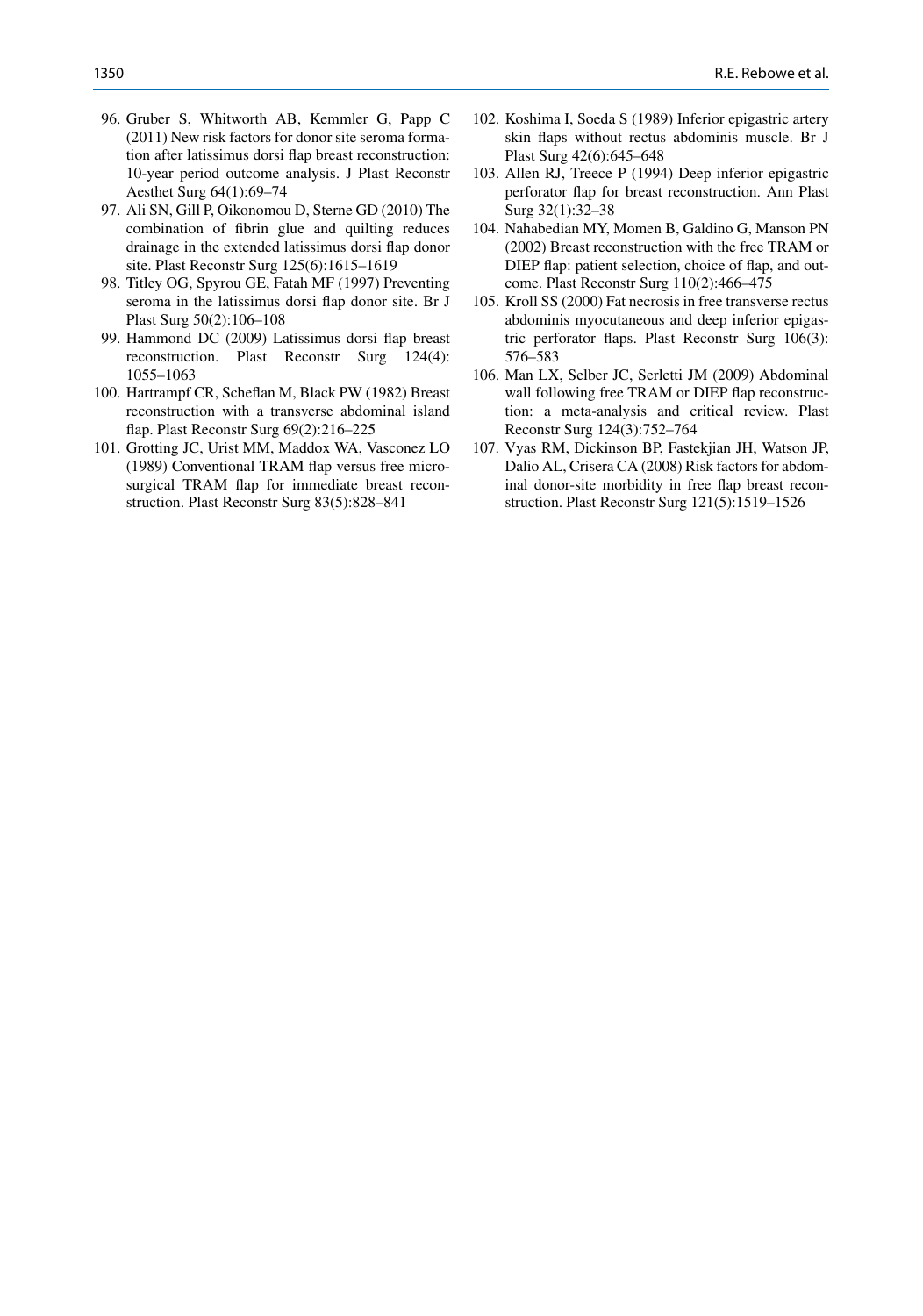96. Gruber S, Whitworth AB, Kemmler G, Papp C (2011) New risk factors for donor site seroma formation after latissimus dorsi flap breast reconstruction: 10-year period outcome analysis. J Plast Reconstr Aesthet Surg 64(1):69–74
97. Ali SN, Gill P, Oikonomou D, Sterne GD (2010) The combination of fibrin glue and quilting reduces drainage in the extended latissimus dorsi flap donor site. Plast Reconstr Surg 125(6):1615–1619
98. Titley OG, Spyrou GE, Fatah MF (1997) Preventing seroma in the latissimus dorsi flap donor site. Br J Plast Surg 50(2):106–108
99. Hammond DC (2009) Latissimus dorsi flap breast reconstruction. Plast Reconstr Surg 124(4): 1055–1063
100. Hartrampf CR, Scheflan M, Black PW (1982) Breast reconstruction with a transverse abdominal island flap. Plast Reconstr Surg 69(2):216–225
101. Grotting JC, Urist MM, Maddox WA, Vasconez LO (1989) Conventional TRAM flap versus free microsurgical TRAM flap for immediate breast reconstruction. Plast Reconstr Surg 83(5):828–841
102. Koshima I, Soeda S (1989) Inferior epigastric artery skin flaps without rectus abdominis muscle. Br J Plast Surg 42(6):645–648
103. Allen RJ, Treece P (1994) Deep inferior epigastric perforator flap for breast reconstruction. Ann Plast Surg 32(1):32–38
104. Nahabedian MY, Momen B, Galdino G, Manson PN (2002) Breast reconstruction with the free TRAM or DIEP flap: patient selection, choice of flap, and outcome. Plast Reconstr Surg 110(2):466–475
105. Kroll SS (2000) Fat necrosis in free transverse rectus abdominis myocutaneous and deep inferior epigastric perforator flaps. Plast Reconstr Surg 106(3): 576–583
106. Man LX, Selber JC, Serletti JM (2009) Abdominal wall following free TRAM or DIEP flap reconstruction: a meta-analysis and critical review. Plast Reconstr Surg 124(3):752–764
107. Vyas RM, Dickinson BP, Fastekjian JH, Watson JP, Dalio AL, Crisera CA (2008) Risk factors for abdominal donor-site morbidity in free flap breast reconstruction. Plast Reconstr Surg 121(5):1519–1526